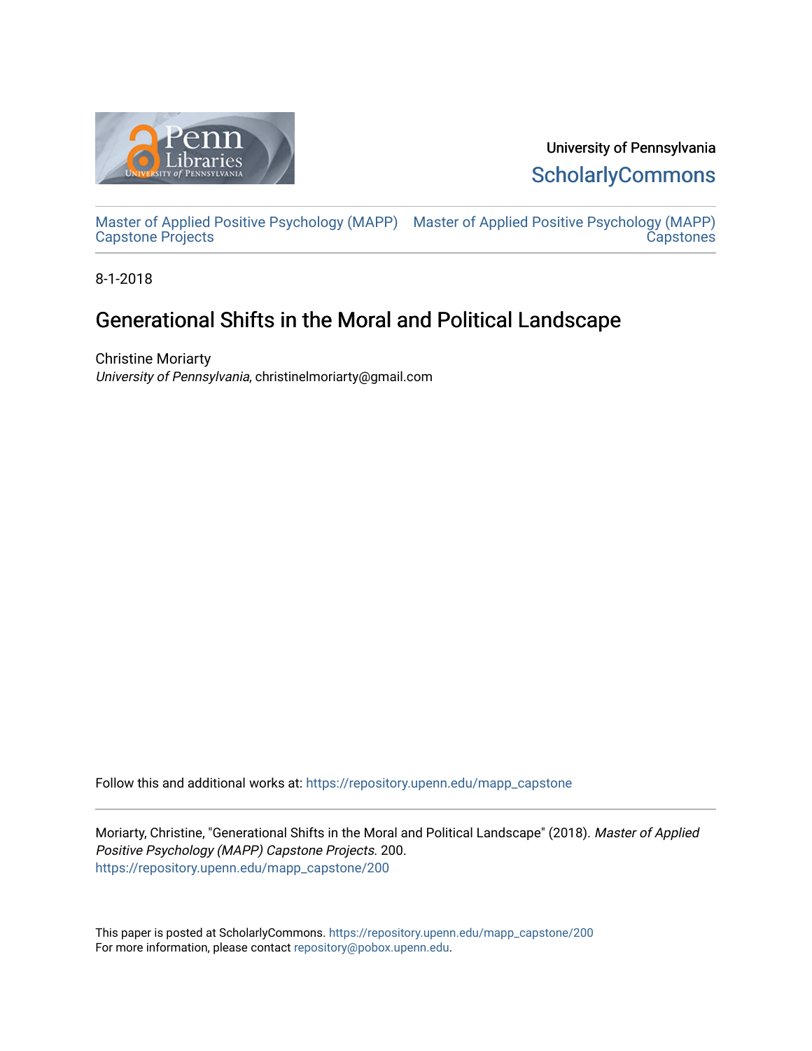University of Pennsylvania
ScholarlyCommons

Master of Applied Positive Psychology (MAPP) Capstone Projects | Master of Applied Positive Psychology (MAPP) Capstones

8-1-2018

# Generational Shifts in the Moral and Political Landscape

Christine Moriarty
*University of Pennsylvania*, christinelmoriarty@gmail.com

Follow this and additional works at: https://repository.upenn.edu/mapp_capstone

Moriarty, Christine, "Generational Shifts in the Moral and Political Landscape" (2018). *Master of Applied Positive Psychology (MAPP) Capstone Projects*. 200.
https://repository.upenn.edu/mapp_capstone/200

This paper is posted at ScholarlyCommons. https://repository.upenn.edu/mapp_capstone/200
For more information, please contact repository@pobox.upenn.edu.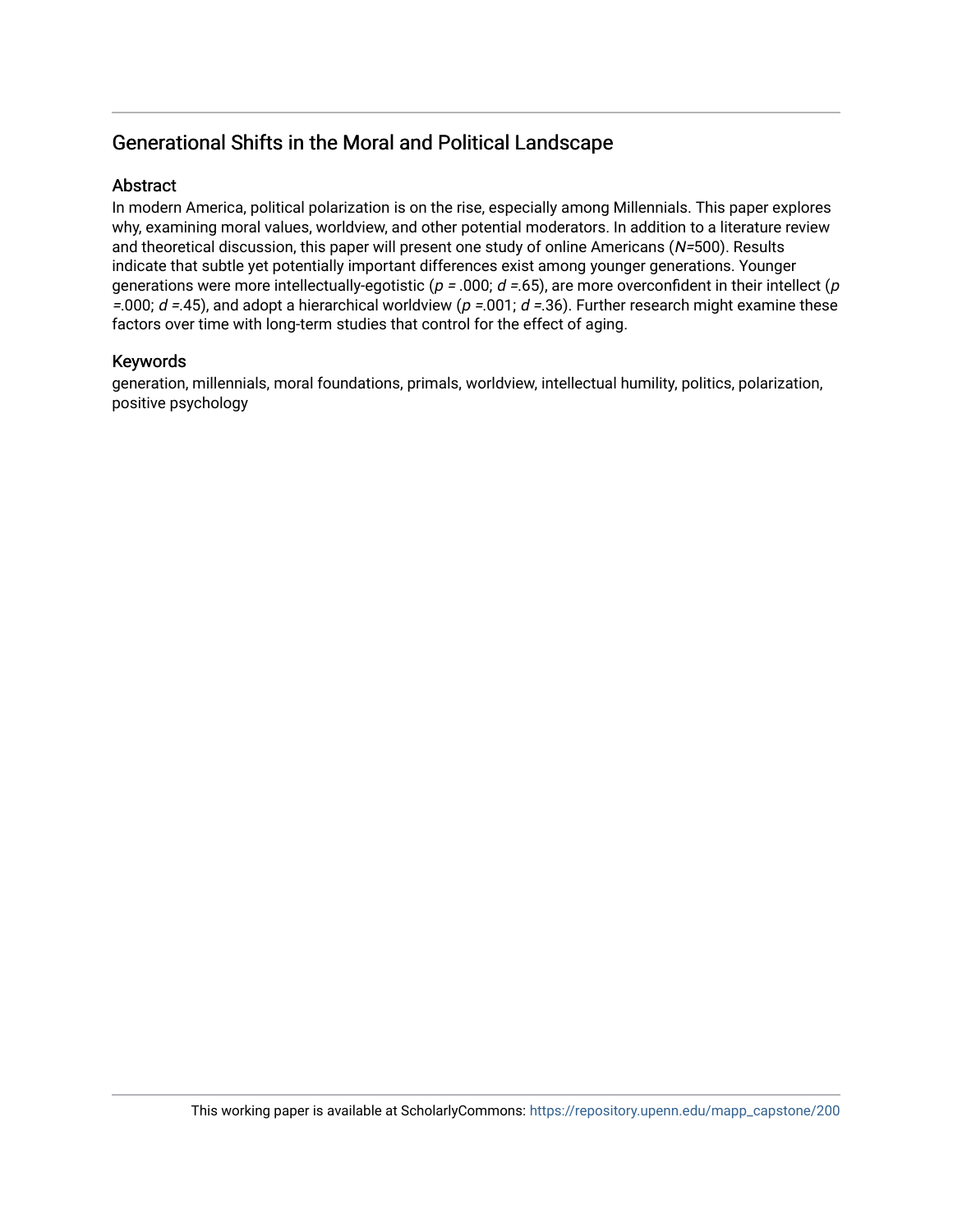# Generational Shifts in the Moral and Political Landscape

## Abstract

In modern America, political polarization is on the rise, especially among Millennials. This paper explores why, examining moral values, worldview, and other potential moderators. In addition to a literature review and theoretical discussion, this paper will present one study of online Americans ($N$=500). Results indicate that subtle yet potentially important differences exist among younger generations. Younger generations were more intellectually-egotistic ($p$ = .000; $d$ =.65), are more overconfident in their intellect ($p$ =.000; $d$ =.45), and adopt a hierarchical worldview ($p$ =.001; $d$ =.36). Further research might examine these factors over time with long-term studies that control for the effect of aging.

## Keywords

generation, millennials, moral foundations, primals, worldview, intellectual humility, politics, polarization, positive psychology

This working paper is available at ScholarlyCommons: https://repository.upenn.edu/mapp_capstone/200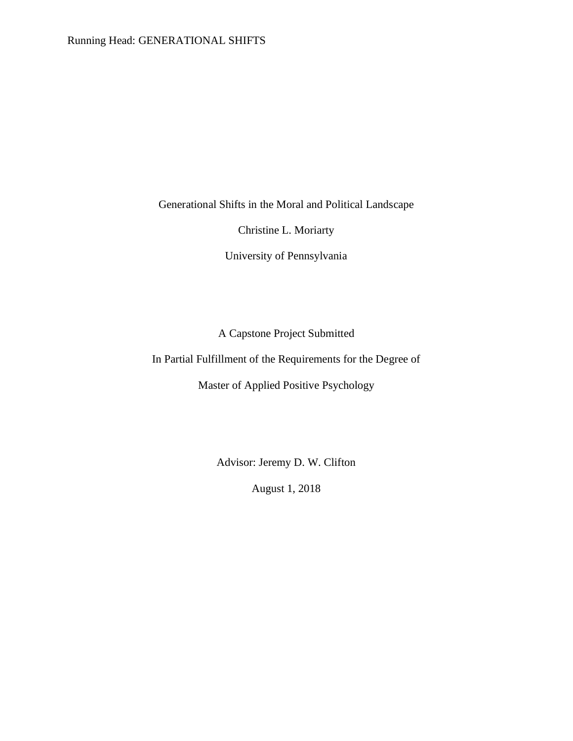Generational Shifts in the Moral and Political Landscape

Christine L. Moriarty

University of Pennsylvania

A Capstone Project Submitted

In Partial Fulfillment of the Requirements for the Degree of

Master of Applied Positive Psychology

Advisor: Jeremy D. W. Clifton

August 1, 2018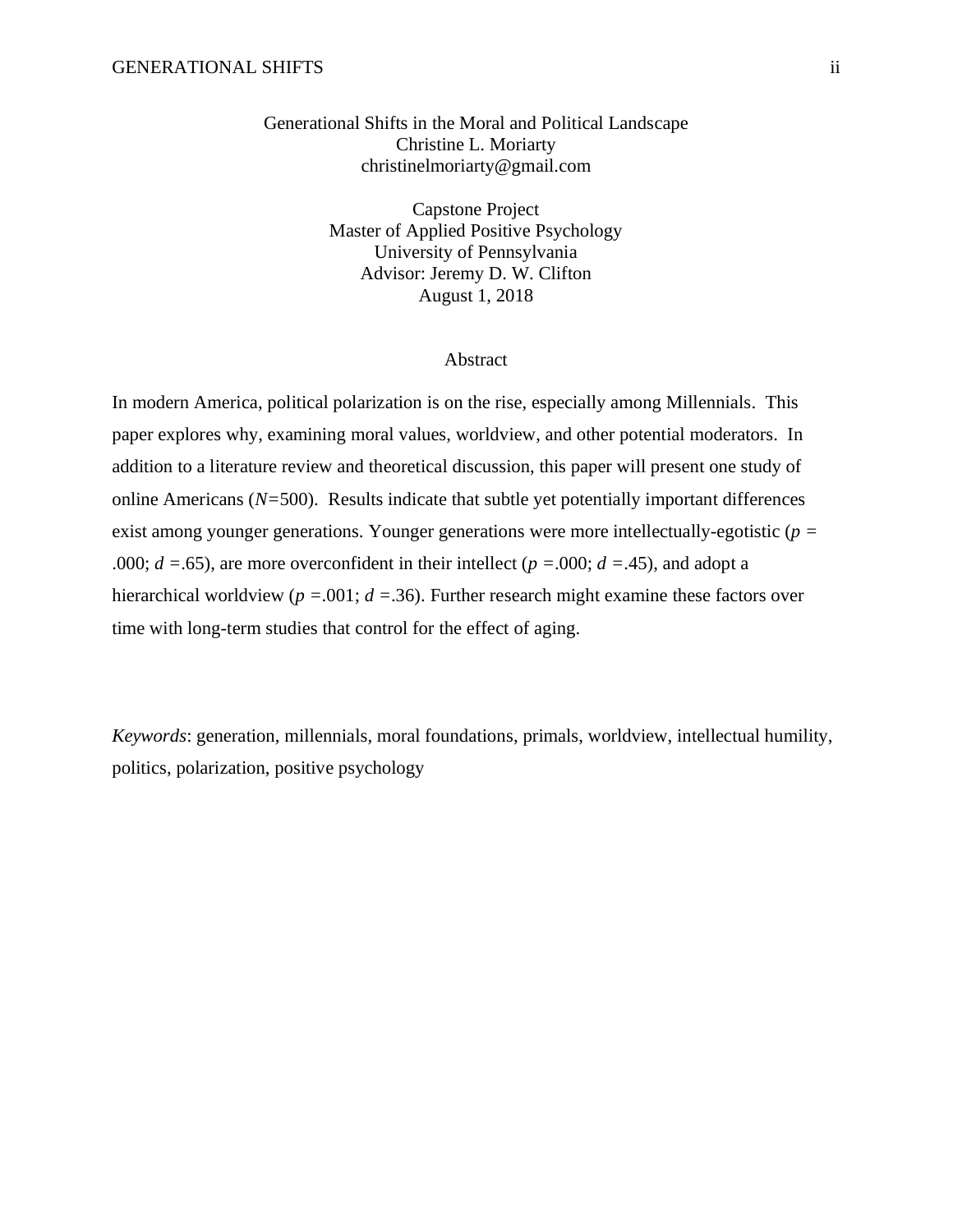Generational Shifts in the Moral and Political Landscape
Christine L. Moriarty
christinelmoriarty@gmail.com

Capstone Project
Master of Applied Positive Psychology
University of Pennsylvania
Advisor: Jeremy D. W. Clifton
August 1, 2018

## Abstract

In modern America, political polarization is on the rise, especially among Millennials. This paper explores why, examining moral values, worldview, and other potential moderators. In addition to a literature review and theoretical discussion, this paper will present one study of online Americans ($N$=500). Results indicate that subtle yet potentially important differences exist among younger generations. Younger generations were more intellectually-egotistic ($p$ = .000; $d$ =.65), are more overconfident in their intellect ($p$ =.000; $d$ =.45), and adopt a hierarchical worldview ($p$ =.001; $d$ =.36). Further research might examine these factors over time with long-term studies that control for the effect of aging.

*Keywords*: generation, millennials, moral foundations, primals, worldview, intellectual humility, politics, polarization, positive psychology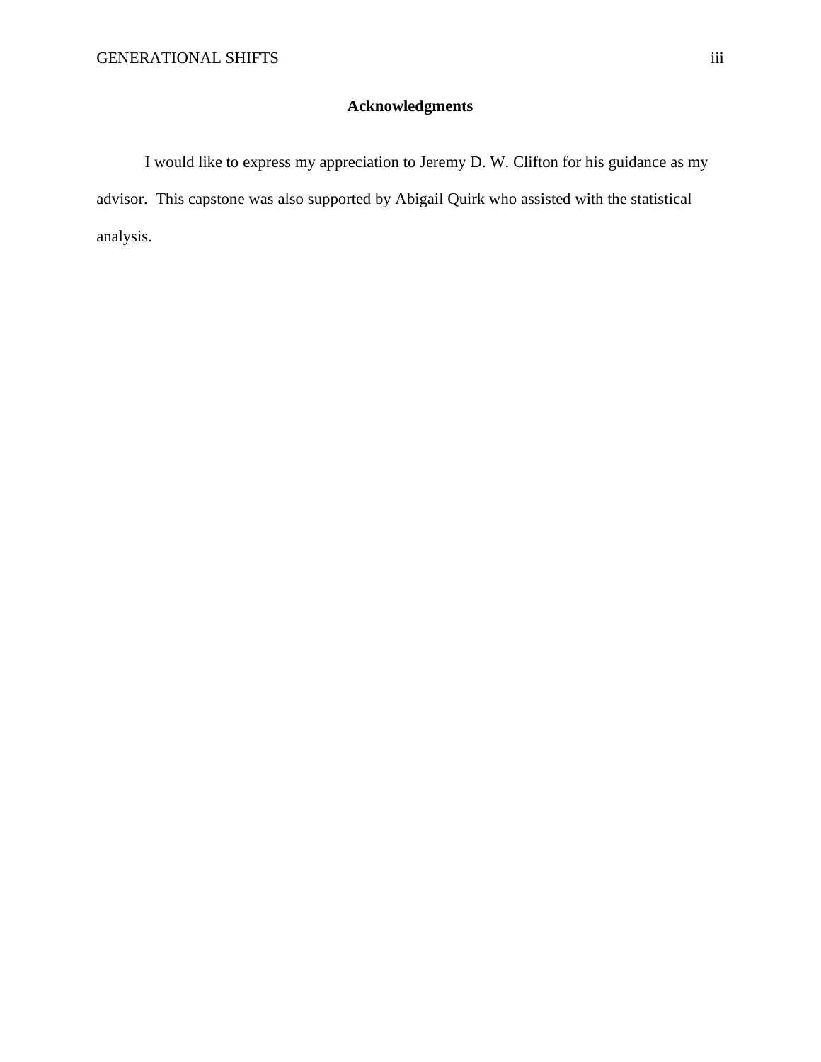## Acknowledgments

I would like to express my appreciation to Jeremy D. W. Clifton for his guidance as my advisor. This capstone was also supported by Abigail Quirk who assisted with the statistical analysis.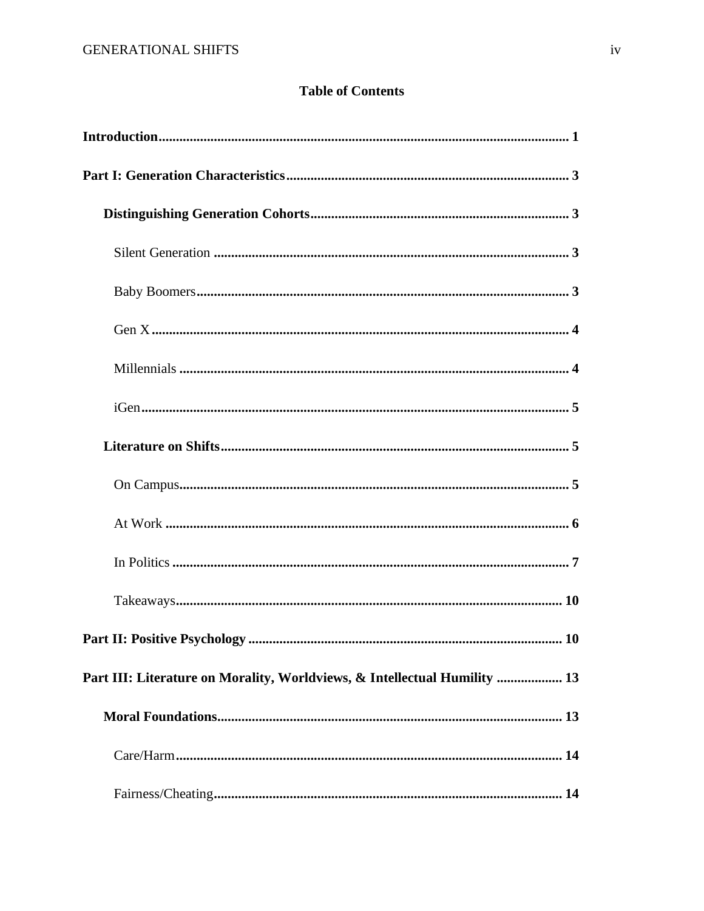**Table of Contents**

**Introduction** ........................................................................................................ **1**

**Part I: Generation Characteristics** .................................................................. **3**

**Distinguishing Generation Cohorts** ............................................................ **3**

Silent Generation ........................................................................................ **3**

Baby Boomers .............................................................................................. **3**

Gen X ............................................................................................................ **4**

Millennials .................................................................................................... **4**

iGen ............................................................................................................... **5**

**Literature on Shifts** ......................................................................................... **5**

On Campus ................................................................................................... **5**

At Work ........................................................................................................ **6**

In Politics ..................................................................................................... **7**

Takeaways ................................................................................................... **10**

**Part II: Positive Psychology** ............................................................................ **10**

**Part III: Literature on Morality, Worldviews, & Intellectual Humility** ................... **13**

**Moral Foundations** ........................................................................................ **13**

Care/Harm ................................................................................................... **14**

Fairness/Cheating ........................................................................................ **14**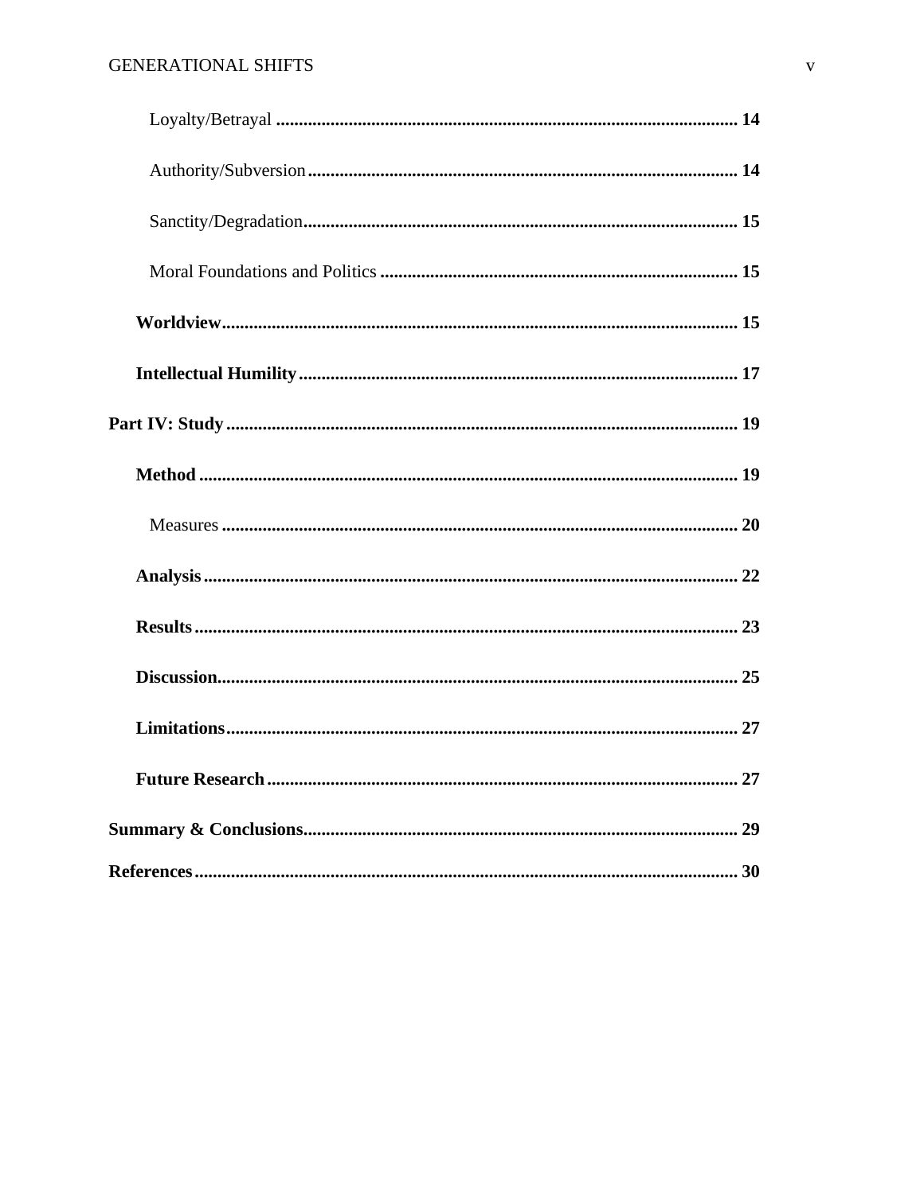Loyalty/Betrayal ..................................................................................................... 14

Authority/Subversion .............................................................................................. 14

Sanctity/Degradation............................................................................................... 15

Moral Foundations and Politics .............................................................................. 15

**Worldview** ................................................................................................................. **15**

**Intellectual Humility** ................................................................................................ **17**

**Part IV: Study** ................................................................................................................ **19**

**Method** ...................................................................................................................... **19**

Measures ................................................................................................................. 20

**Analysis** ..................................................................................................................... **22**

**Results** ....................................................................................................................... **23**

**Discussion** .................................................................................................................. **25**

**Limitations** ................................................................................................................ **27**

**Future Research** ....................................................................................................... **27**

**Summary & Conclusions** ............................................................................................... **29**

**References** ...................................................................................................................... **30**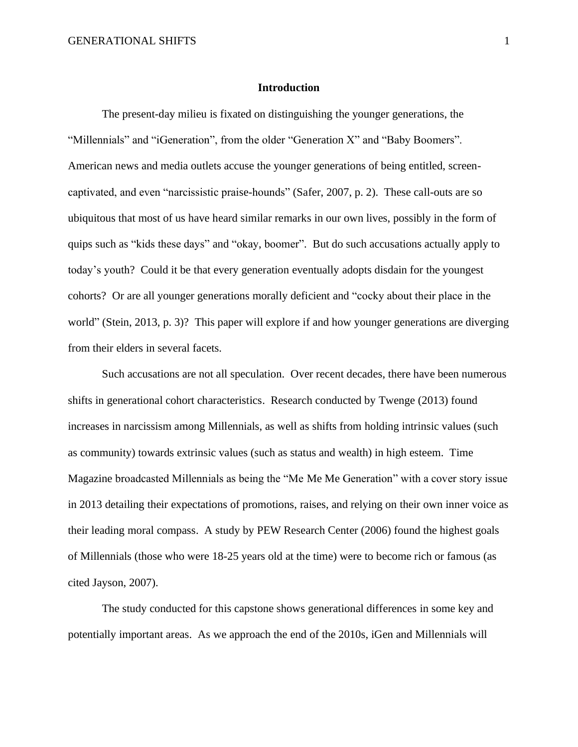## Introduction

The present-day milieu is fixated on distinguishing the younger generations, the "Millennials" and "iGeneration", from the older "Generation X" and "Baby Boomers". American news and media outlets accuse the younger generations of being entitled, screen-captivated, and even "narcissistic praise-hounds" (Safer, 2007, p. 2). These call-outs are so ubiquitous that most of us have heard similar remarks in our own lives, possibly in the form of quips such as "kids these days" and "okay, boomer". But do such accusations actually apply to today's youth? Could it be that every generation eventually adopts disdain for the youngest cohorts? Or are all younger generations morally deficient and "cocky about their place in the world" (Stein, 2013, p. 3)? This paper will explore if and how younger generations are diverging from their elders in several facets.

Such accusations are not all speculation. Over recent decades, there have been numerous shifts in generational cohort characteristics. Research conducted by Twenge (2013) found increases in narcissism among Millennials, as well as shifts from holding intrinsic values (such as community) towards extrinsic values (such as status and wealth) in high esteem. Time Magazine broadcasted Millennials as being the "Me Me Me Generation" with a cover story issue in 2013 detailing their expectations of promotions, raises, and relying on their own inner voice as their leading moral compass. A study by PEW Research Center (2006) found the highest goals of Millennials (those who were 18-25 years old at the time) were to become rich or famous (as cited Jayson, 2007).

The study conducted for this capstone shows generational differences in some key and potentially important areas. As we approach the end of the 2010s, iGen and Millennials will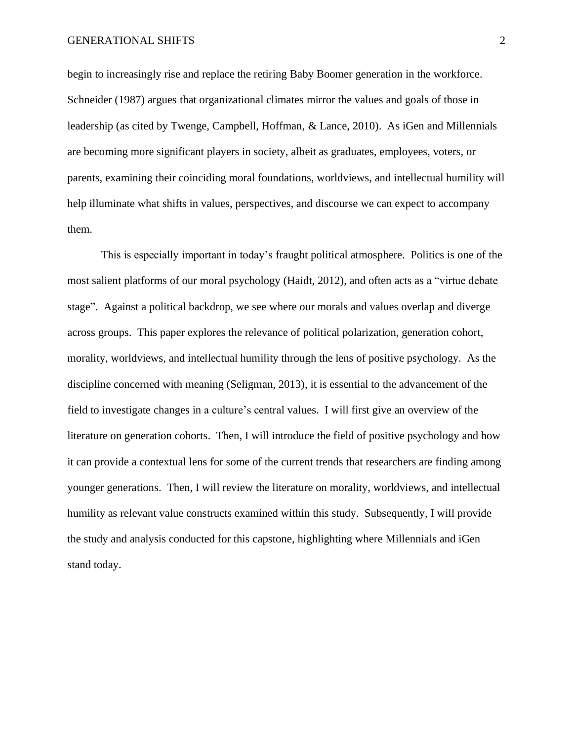begin to increasingly rise and replace the retiring Baby Boomer generation in the workforce. Schneider (1987) argues that organizational climates mirror the values and goals of those in leadership (as cited by Twenge, Campbell, Hoffman, & Lance, 2010). As iGen and Millennials are becoming more significant players in society, albeit as graduates, employees, voters, or parents, examining their coinciding moral foundations, worldviews, and intellectual humility will help illuminate what shifts in values, perspectives, and discourse we can expect to accompany them.

This is especially important in today's fraught political atmosphere. Politics is one of the most salient platforms of our moral psychology (Haidt, 2012), and often acts as a "virtue debate stage". Against a political backdrop, we see where our morals and values overlap and diverge across groups. This paper explores the relevance of political polarization, generation cohort, morality, worldviews, and intellectual humility through the lens of positive psychology. As the discipline concerned with meaning (Seligman, 2013), it is essential to the advancement of the field to investigate changes in a culture's central values. I will first give an overview of the literature on generation cohorts. Then, I will introduce the field of positive psychology and how it can provide a contextual lens for some of the current trends that researchers are finding among younger generations. Then, I will review the literature on morality, worldviews, and intellectual humility as relevant value constructs examined within this study. Subsequently, I will provide the study and analysis conducted for this capstone, highlighting where Millennials and iGen stand today.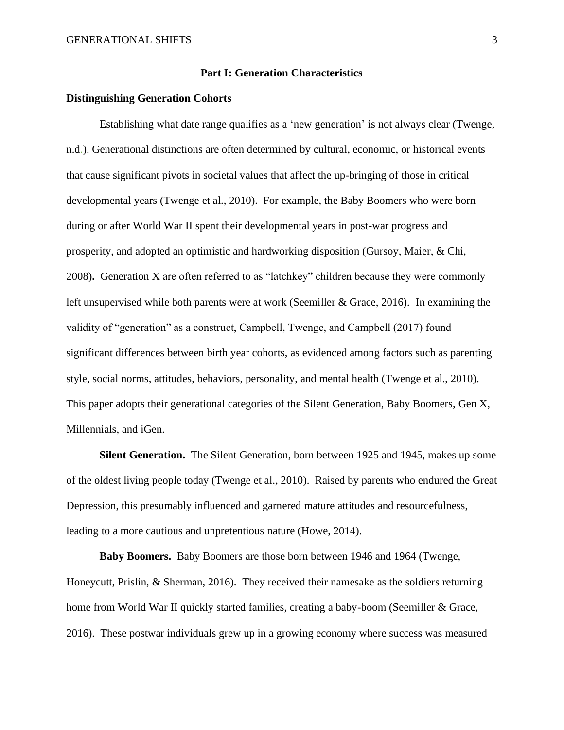## Part I: Generation Characteristics

### Distinguishing Generation Cohorts

Establishing what date range qualifies as a 'new generation' is not always clear (Twenge, n.d.). Generational distinctions are often determined by cultural, economic, or historical events that cause significant pivots in societal values that affect the up-bringing of those in critical developmental years (Twenge et al., 2010). For example, the Baby Boomers who were born during or after World War II spent their developmental years in post-war progress and prosperity, and adopted an optimistic and hardworking disposition (Gursoy, Maier, & Chi, 2008). Generation X are often referred to as "latchkey" children because they were commonly left unsupervised while both parents were at work (Seemiller & Grace, 2016). In examining the validity of "generation" as a construct, Campbell, Twenge, and Campbell (2017) found significant differences between birth year cohorts, as evidenced among factors such as parenting style, social norms, attitudes, behaviors, personality, and mental health (Twenge et al., 2010). This paper adopts their generational categories of the Silent Generation, Baby Boomers, Gen X, Millennials, and iGen.

**Silent Generation.** The Silent Generation, born between 1925 and 1945, makes up some of the oldest living people today (Twenge et al., 2010). Raised by parents who endured the Great Depression, this presumably influenced and garnered mature attitudes and resourcefulness, leading to a more cautious and unpretentious nature (Howe, 2014).

**Baby Boomers.** Baby Boomers are those born between 1946 and 1964 (Twenge, Honeycutt, Prislin, & Sherman, 2016). They received their namesake as the soldiers returning home from World War II quickly started families, creating a baby-boom (Seemiller & Grace, 2016). These postwar individuals grew up in a growing economy where success was measured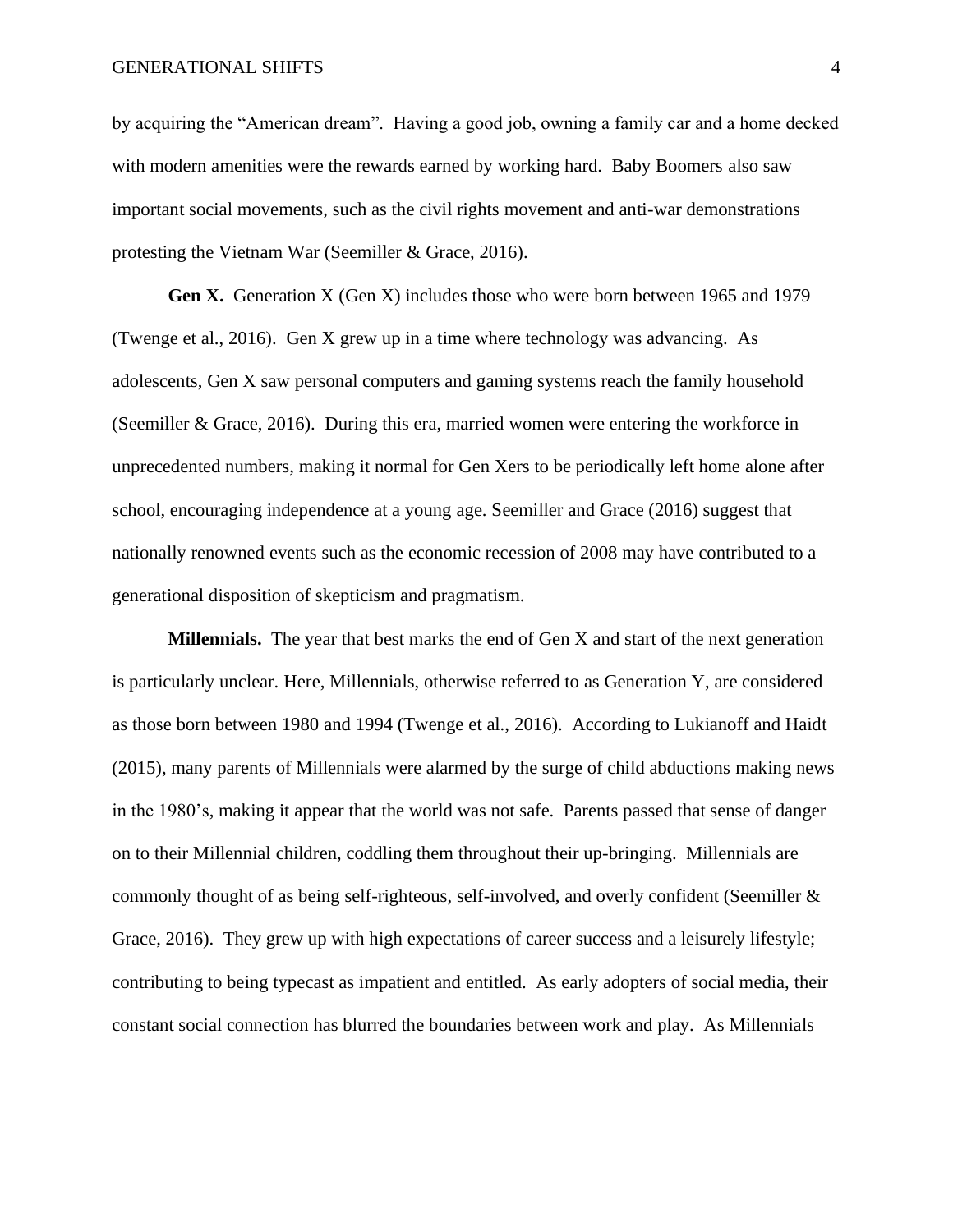by acquiring the "American dream". Having a good job, owning a family car and a home decked with modern amenities were the rewards earned by working hard. Baby Boomers also saw important social movements, such as the civil rights movement and anti-war demonstrations protesting the Vietnam War (Seemiller & Grace, 2016).

**Gen X.** Generation X (Gen X) includes those who were born between 1965 and 1979 (Twenge et al., 2016). Gen X grew up in a time where technology was advancing. As adolescents, Gen X saw personal computers and gaming systems reach the family household (Seemiller & Grace, 2016). During this era, married women were entering the workforce in unprecedented numbers, making it normal for Gen Xers to be periodically left home alone after school, encouraging independence at a young age. Seemiller and Grace (2016) suggest that nationally renowned events such as the economic recession of 2008 may have contributed to a generational disposition of skepticism and pragmatism.

**Millennials.** The year that best marks the end of Gen X and start of the next generation is particularly unclear. Here, Millennials, otherwise referred to as Generation Y, are considered as those born between 1980 and 1994 (Twenge et al., 2016). According to Lukianoff and Haidt (2015), many parents of Millennials were alarmed by the surge of child abductions making news in the 1980's, making it appear that the world was not safe. Parents passed that sense of danger on to their Millennial children, coddling them throughout their up-bringing. Millennials are commonly thought of as being self-righteous, self-involved, and overly confident (Seemiller & Grace, 2016). They grew up with high expectations of career success and a leisurely lifestyle; contributing to being typecast as impatient and entitled. As early adopters of social media, their constant social connection has blurred the boundaries between work and play. As Millennials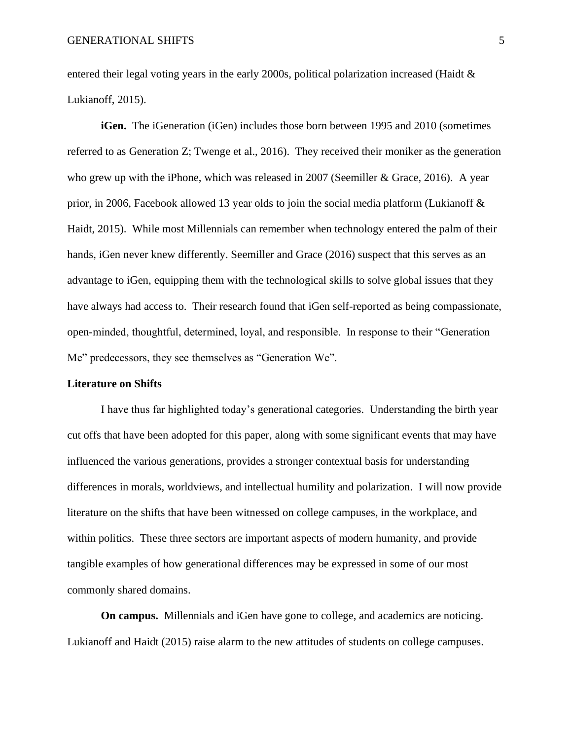entered their legal voting years in the early 2000s, political polarization increased (Haidt & Lukianoff, 2015).

**iGen.** The iGeneration (iGen) includes those born between 1995 and 2010 (sometimes referred to as Generation Z; Twenge et al., 2016). They received their moniker as the generation who grew up with the iPhone, which was released in 2007 (Seemiller & Grace, 2016). A year prior, in 2006, Facebook allowed 13 year olds to join the social media platform (Lukianoff & Haidt, 2015). While most Millennials can remember when technology entered the palm of their hands, iGen never knew differently. Seemiller and Grace (2016) suspect that this serves as an advantage to iGen, equipping them with the technological skills to solve global issues that they have always had access to. Their research found that iGen self-reported as being compassionate, open-minded, thoughtful, determined, loyal, and responsible. In response to their "Generation Me" predecessors, they see themselves as "Generation We".

**Literature on Shifts**

I have thus far highlighted today's generational categories. Understanding the birth year cut offs that have been adopted for this paper, along with some significant events that may have influenced the various generations, provides a stronger contextual basis for understanding differences in morals, worldviews, and intellectual humility and polarization. I will now provide literature on the shifts that have been witnessed on college campuses, in the workplace, and within politics. These three sectors are important aspects of modern humanity, and provide tangible examples of how generational differences may be expressed in some of our most commonly shared domains.

**On campus.** Millennials and iGen have gone to college, and academics are noticing. Lukianoff and Haidt (2015) raise alarm to the new attitudes of students on college campuses.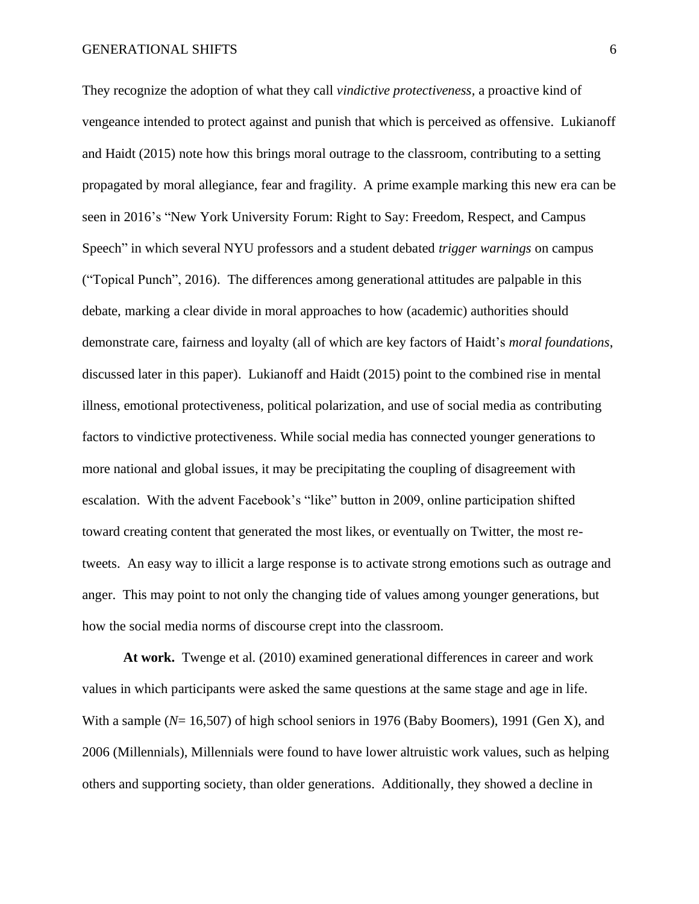They recognize the adoption of what they call *vindictive protectiveness*, a proactive kind of vengeance intended to protect against and punish that which is perceived as offensive. Lukianoff and Haidt (2015) note how this brings moral outrage to the classroom, contributing to a setting propagated by moral allegiance, fear and fragility. A prime example marking this new era can be seen in 2016's "New York University Forum: Right to Say: Freedom, Respect, and Campus Speech" in which several NYU professors and a student debated *trigger warnings* on campus ("Topical Punch", 2016). The differences among generational attitudes are palpable in this debate, marking a clear divide in moral approaches to how (academic) authorities should demonstrate care, fairness and loyalty (all of which are key factors of Haidt's *moral foundations*, discussed later in this paper). Lukianoff and Haidt (2015) point to the combined rise in mental illness, emotional protectiveness, political polarization, and use of social media as contributing factors to vindictive protectiveness. While social media has connected younger generations to more national and global issues, it may be precipitating the coupling of disagreement with escalation. With the advent Facebook's "like" button in 2009, online participation shifted toward creating content that generated the most likes, or eventually on Twitter, the most re-tweets. An easy way to illicit a large response is to activate strong emotions such as outrage and anger. This may point to not only the changing tide of values among younger generations, but how the social media norms of discourse crept into the classroom.

**At work.** Twenge et al. (2010) examined generational differences in career and work values in which participants were asked the same questions at the same stage and age in life. With a sample ($N$= 16,507) of high school seniors in 1976 (Baby Boomers), 1991 (Gen X), and 2006 (Millennials), Millennials were found to have lower altruistic work values, such as helping others and supporting society, than older generations. Additionally, they showed a decline in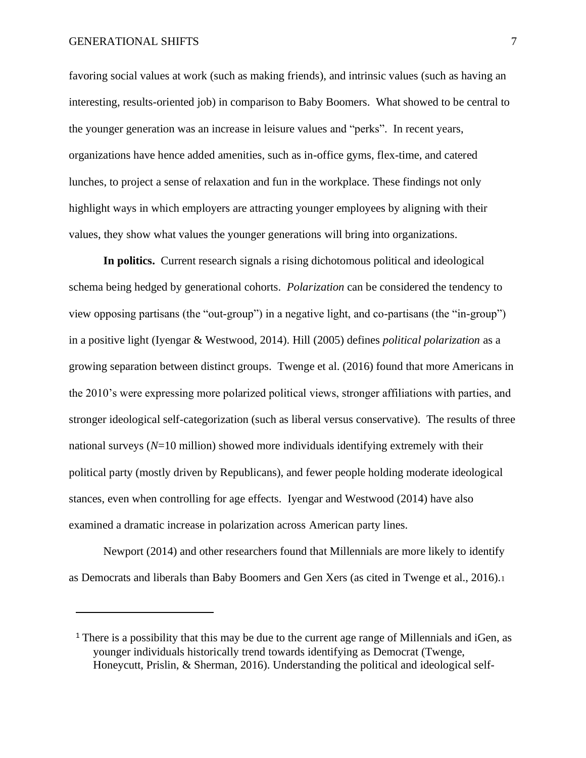favoring social values at work (such as making friends), and intrinsic values (such as having an interesting, results-oriented job) in comparison to Baby Boomers. What showed to be central to the younger generation was an increase in leisure values and "perks". In recent years, organizations have hence added amenities, such as in-office gyms, flex-time, and catered lunches, to project a sense of relaxation and fun in the workplace. These findings not only highlight ways in which employers are attracting younger employees by aligning with their values, they show what values the younger generations will bring into organizations.

**In politics.** Current research signals a rising dichotomous political and ideological schema being hedged by generational cohorts. *Polarization* can be considered the tendency to view opposing partisans (the "out-group") in a negative light, and co-partisans (the "in-group") in a positive light (Iyengar & Westwood, 2014). Hill (2005) defines *political polarization* as a growing separation between distinct groups. Twenge et al. (2016) found that more Americans in the 2010's were expressing more polarized political views, stronger affiliations with parties, and stronger ideological self-categorization (such as liberal versus conservative). The results of three national surveys (*N*=10 million) showed more individuals identifying extremely with their political party (mostly driven by Republicans), and fewer people holding moderate ideological stances, even when controlling for age effects. Iyengar and Westwood (2014) have also examined a dramatic increase in polarization across American party lines.

Newport (2014) and other researchers found that Millennials are more likely to identify as Democrats and liberals than Baby Boomers and Gen Xers (as cited in Twenge et al., 2016).[1]

---

[1] There is a possibility that this may be due to the current age range of Millennials and iGen, as younger individuals historically trend towards identifying as Democrat (Twenge, Honeycutt, Prislin, & Sherman, 2016). Understanding the political and ideological self-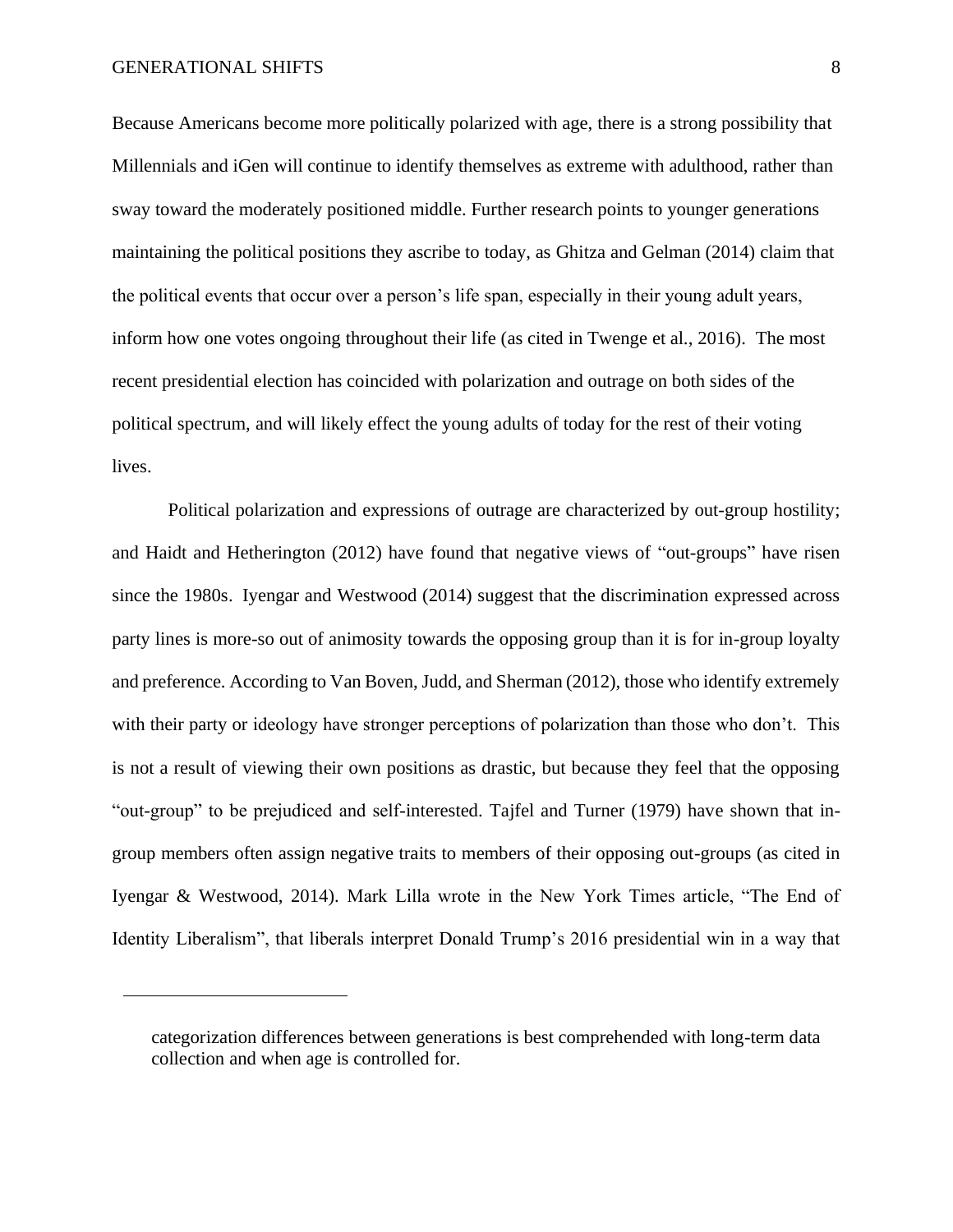Because Americans become more politically polarized with age, there is a strong possibility that Millennials and iGen will continue to identify themselves as extreme with adulthood, rather than sway toward the moderately positioned middle. Further research points to younger generations maintaining the political positions they ascribe to today, as Ghitza and Gelman (2014) claim that the political events that occur over a person's life span, especially in their young adult years, inform how one votes ongoing throughout their life (as cited in Twenge et al., 2016). The most recent presidential election has coincided with polarization and outrage on both sides of the political spectrum, and will likely effect the young adults of today for the rest of their voting lives.

Political polarization and expressions of outrage are characterized by out-group hostility; and Haidt and Hetherington (2012) have found that negative views of "out-groups" have risen since the 1980s. Iyengar and Westwood (2014) suggest that the discrimination expressed across party lines is more-so out of animosity towards the opposing group than it is for in-group loyalty and preference. According to Van Boven, Judd, and Sherman (2012), those who identify extremely with their party or ideology have stronger perceptions of polarization than those who don't. This is not a result of viewing their own positions as drastic, but because they feel that the opposing "out-group" to be prejudiced and self-interested. Tajfel and Turner (1979) have shown that in-group members often assign negative traits to members of their opposing out-groups (as cited in Iyengar & Westwood, 2014). Mark Lilla wrote in the New York Times article, "The End of Identity Liberalism", that liberals interpret Donald Trump's 2016 presidential win in a way that

---

categorization differences between generations is best comprehended with long-term data collection and when age is controlled for.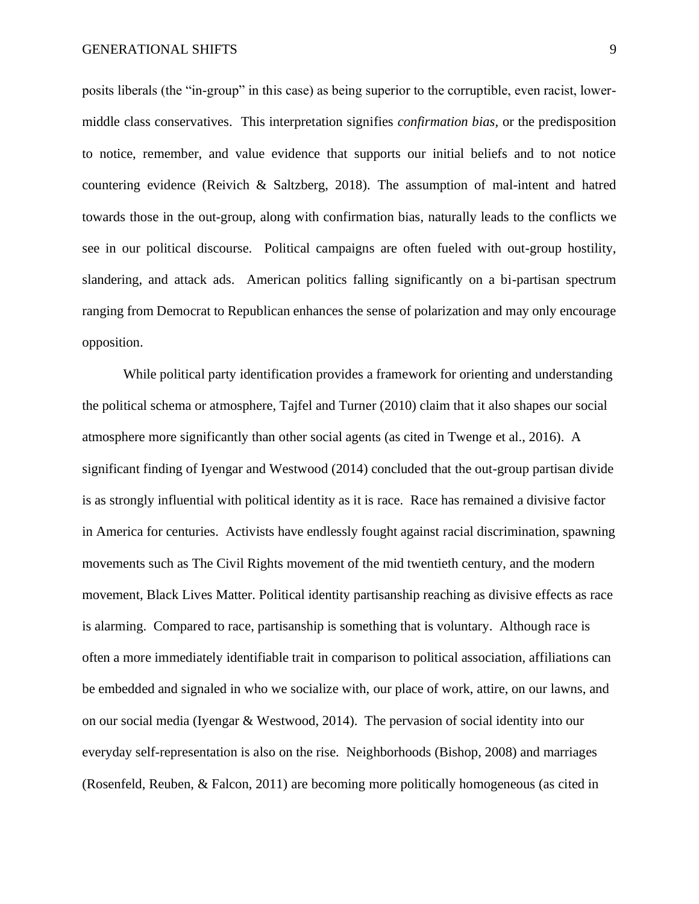posits liberals (the "in-group" in this case) as being superior to the corruptible, even racist, lower-middle class conservatives. This interpretation signifies *confirmation bias,* or the predisposition to notice, remember, and value evidence that supports our initial beliefs and to not notice countering evidence (Reivich & Saltzberg, 2018). The assumption of mal-intent and hatred towards those in the out-group, along with confirmation bias, naturally leads to the conflicts we see in our political discourse. Political campaigns are often fueled with out-group hostility, slandering, and attack ads. American politics falling significantly on a bi-partisan spectrum ranging from Democrat to Republican enhances the sense of polarization and may only encourage opposition.

While political party identification provides a framework for orienting and understanding the political schema or atmosphere, Tajfel and Turner (2010) claim that it also shapes our social atmosphere more significantly than other social agents (as cited in Twenge et al., 2016). A significant finding of Iyengar and Westwood (2014) concluded that the out-group partisan divide is as strongly influential with political identity as it is race. Race has remained a divisive factor in America for centuries. Activists have endlessly fought against racial discrimination, spawning movements such as The Civil Rights movement of the mid twentieth century, and the modern movement, Black Lives Matter. Political identity partisanship reaching as divisive effects as race is alarming. Compared to race, partisanship is something that is voluntary. Although race is often a more immediately identifiable trait in comparison to political association, affiliations can be embedded and signaled in who we socialize with, our place of work, attire, on our lawns, and on our social media (Iyengar & Westwood, 2014). The pervasion of social identity into our everyday self-representation is also on the rise. Neighborhoods (Bishop, 2008) and marriages (Rosenfeld, Reuben, & Falcon, 2011) are becoming more politically homogeneous (as cited in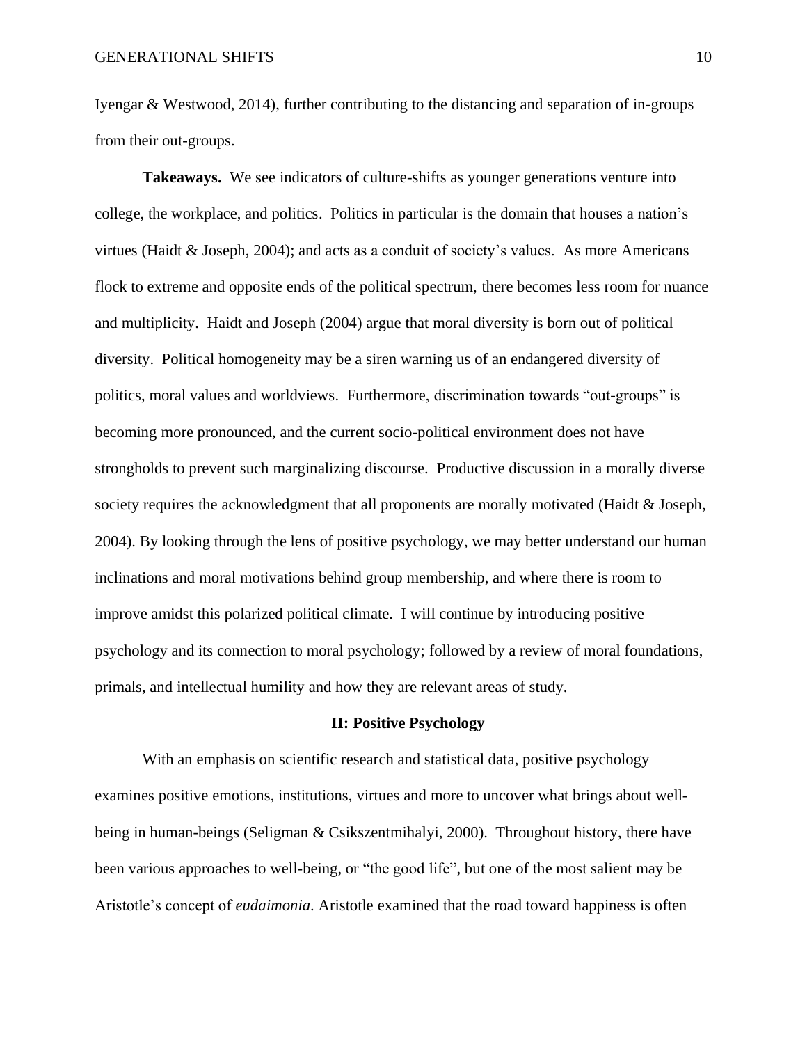Iyengar & Westwood, 2014), further contributing to the distancing and separation of in-groups from their out-groups.

**Takeaways.** We see indicators of culture-shifts as younger generations venture into college, the workplace, and politics. Politics in particular is the domain that houses a nation's virtues (Haidt & Joseph, 2004); and acts as a conduit of society's values. As more Americans flock to extreme and opposite ends of the political spectrum, there becomes less room for nuance and multiplicity. Haidt and Joseph (2004) argue that moral diversity is born out of political diversity. Political homogeneity may be a siren warning us of an endangered diversity of politics, moral values and worldviews. Furthermore, discrimination towards "out-groups" is becoming more pronounced, and the current socio-political environment does not have strongholds to prevent such marginalizing discourse. Productive discussion in a morally diverse society requires the acknowledgment that all proponents are morally motivated (Haidt & Joseph, 2004). By looking through the lens of positive psychology, we may better understand our human inclinations and moral motivations behind group membership, and where there is room to improve amidst this polarized political climate. I will continue by introducing positive psychology and its connection to moral psychology; followed by a review of moral foundations, primals, and intellectual humility and how they are relevant areas of study.

## II: Positive Psychology

With an emphasis on scientific research and statistical data, positive psychology examines positive emotions, institutions, virtues and more to uncover what brings about well-being in human-beings (Seligman & Csikszentmihalyi, 2000). Throughout history, there have been various approaches to well-being, or "the good life", but one of the most salient may be Aristotle's concept of *eudaimonia*. Aristotle examined that the road toward happiness is often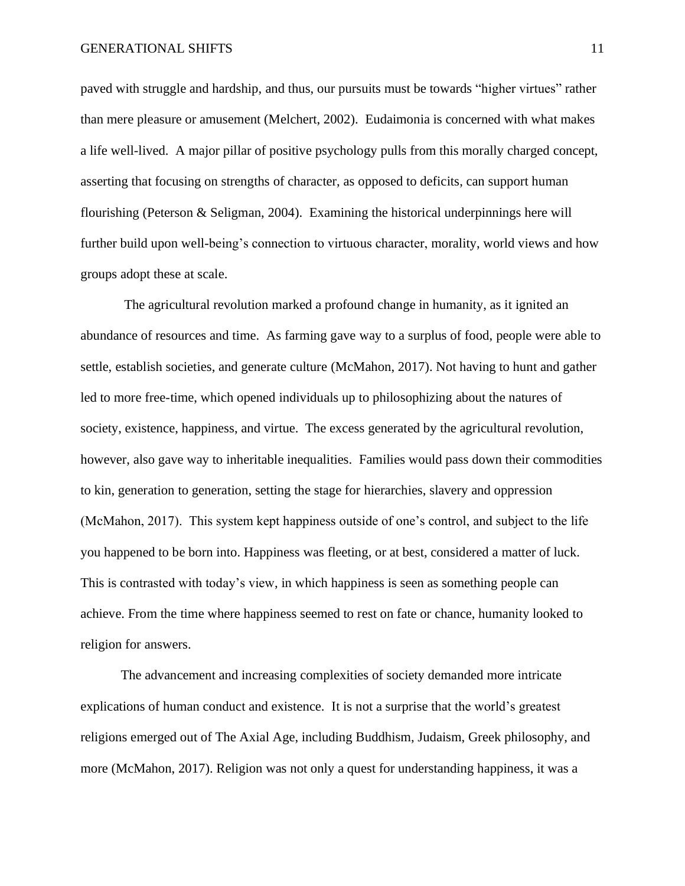paved with struggle and hardship, and thus, our pursuits must be towards "higher virtues" rather than mere pleasure or amusement (Melchert, 2002). Eudaimonia is concerned with what makes a life well-lived. A major pillar of positive psychology pulls from this morally charged concept, asserting that focusing on strengths of character, as opposed to deficits, can support human flourishing (Peterson & Seligman, 2004). Examining the historical underpinnings here will further build upon well-being's connection to virtuous character, morality, world views and how groups adopt these at scale.

The agricultural revolution marked a profound change in humanity, as it ignited an abundance of resources and time. As farming gave way to a surplus of food, people were able to settle, establish societies, and generate culture (McMahon, 2017). Not having to hunt and gather led to more free-time, which opened individuals up to philosophizing about the natures of society, existence, happiness, and virtue. The excess generated by the agricultural revolution, however, also gave way to inheritable inequalities. Families would pass down their commodities to kin, generation to generation, setting the stage for hierarchies, slavery and oppression (McMahon, 2017). This system kept happiness outside of one's control, and subject to the life you happened to be born into. Happiness was fleeting, or at best, considered a matter of luck. This is contrasted with today's view, in which happiness is seen as something people can achieve. From the time where happiness seemed to rest on fate or chance, humanity looked to religion for answers.

The advancement and increasing complexities of society demanded more intricate explications of human conduct and existence. It is not a surprise that the world's greatest religions emerged out of The Axial Age, including Buddhism, Judaism, Greek philosophy, and more (McMahon, 2017). Religion was not only a quest for understanding happiness, it was a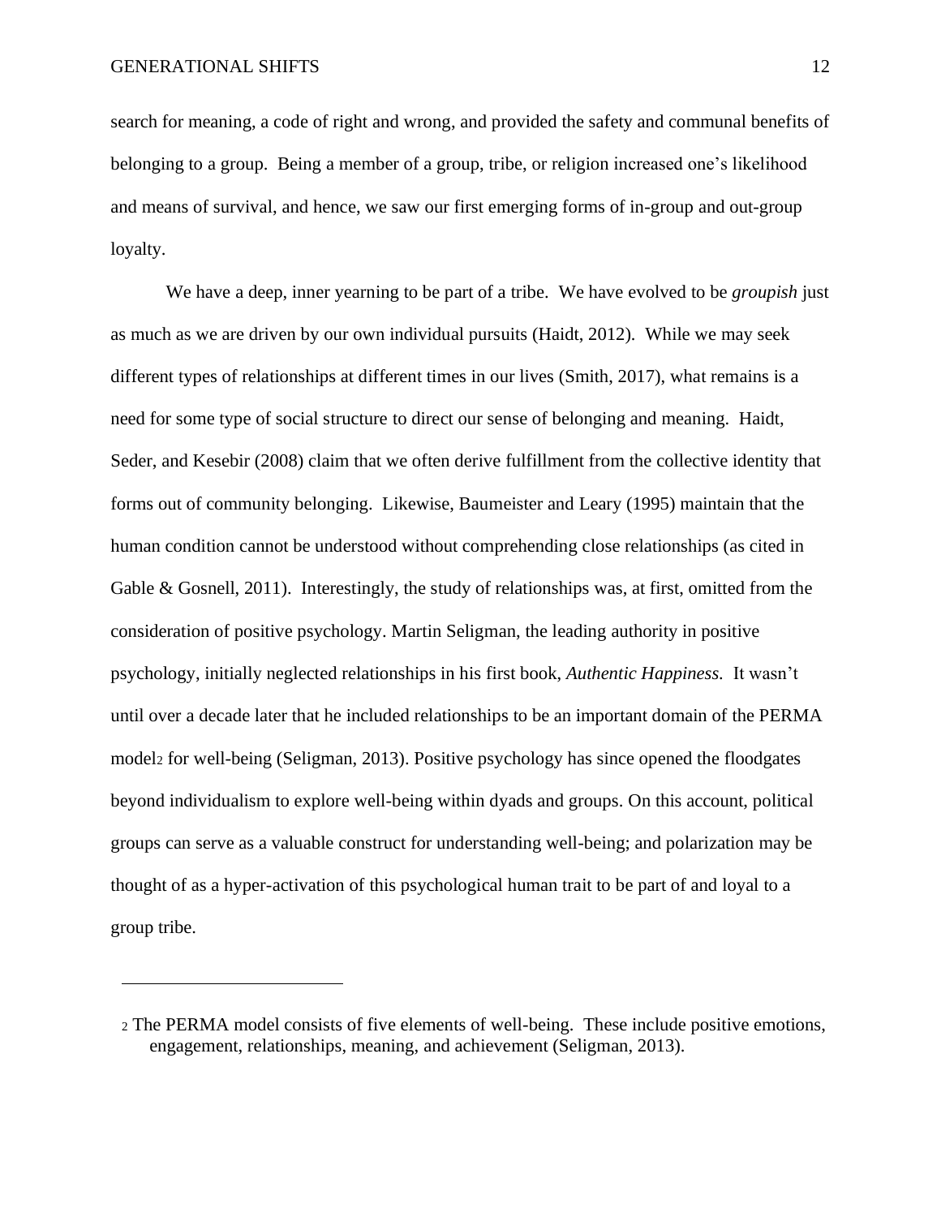search for meaning, a code of right and wrong, and provided the safety and communal benefits of belonging to a group. Being a member of a group, tribe, or religion increased one's likelihood and means of survival, and hence, we saw our first emerging forms of in-group and out-group loyalty.

We have a deep, inner yearning to be part of a tribe. We have evolved to be *groupish* just as much as we are driven by our own individual pursuits (Haidt, 2012). While we may seek different types of relationships at different times in our lives (Smith, 2017), what remains is a need for some type of social structure to direct our sense of belonging and meaning. Haidt, Seder, and Kesebir (2008) claim that we often derive fulfillment from the collective identity that forms out of community belonging. Likewise, Baumeister and Leary (1995) maintain that the human condition cannot be understood without comprehending close relationships (as cited in Gable & Gosnell, 2011). Interestingly, the study of relationships was, at first, omitted from the consideration of positive psychology. Martin Seligman, the leading authority in positive psychology, initially neglected relationships in his first book, *Authentic Happiness.* It wasn't until over a decade later that he included relationships to be an important domain of the PERMA model[2] for well-being (Seligman, 2013). Positive psychology has since opened the floodgates beyond individualism to explore well-being within dyads and groups. On this account, political groups can serve as a valuable construct for understanding well-being; and polarization may be thought of as a hyper-activation of this psychological human trait to be part of and loyal to a group tribe.

---

[2] The PERMA model consists of five elements of well-being. These include positive emotions, engagement, relationships, meaning, and achievement (Seligman, 2013).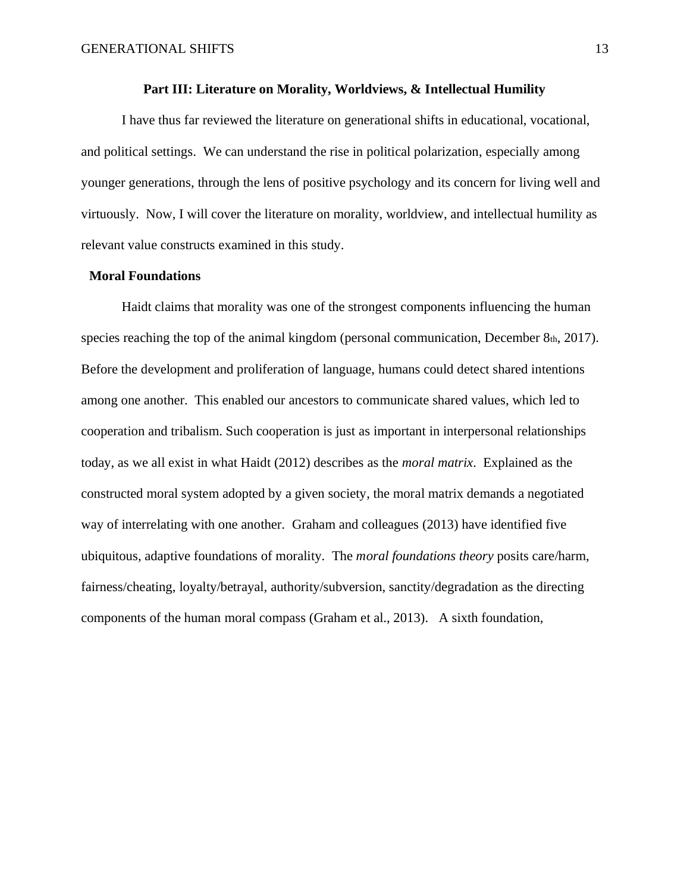**Part III: Literature on Morality, Worldviews, & Intellectual Humility**

I have thus far reviewed the literature on generational shifts in educational, vocational, and political settings. We can understand the rise in political polarization, especially among younger generations, through the lens of positive psychology and its concern for living well and virtuously. Now, I will cover the literature on morality, worldview, and intellectual humility as relevant value constructs examined in this study.

**Moral Foundations**

Haidt claims that morality was one of the strongest components influencing the human species reaching the top of the animal kingdom (personal communication, December 8th, 2017). Before the development and proliferation of language, humans could detect shared intentions among one another. This enabled our ancestors to communicate shared values, which led to cooperation and tribalism. Such cooperation is just as important in interpersonal relationships today, as we all exist in what Haidt (2012) describes as the *moral matrix*. Explained as the constructed moral system adopted by a given society, the moral matrix demands a negotiated way of interrelating with one another. Graham and colleagues (2013) have identified five ubiquitous, adaptive foundations of morality. The *moral foundations theory* posits care/harm, fairness/cheating, loyalty/betrayal, authority/subversion, sanctity/degradation as the directing components of the human moral compass (Graham et al., 2013). A sixth foundation,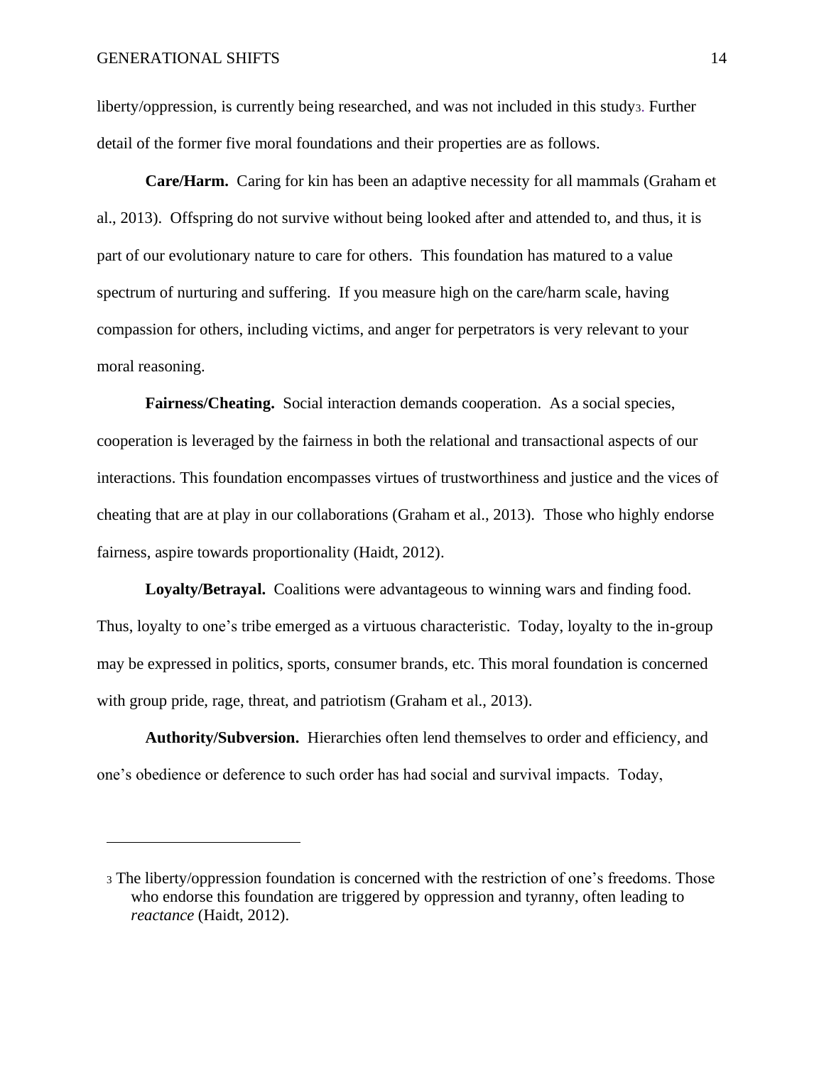liberty/oppression, is currently being researched, and was not included in this study[3]. Further detail of the former five moral foundations and their properties are as follows.

**Care/Harm.** Caring for kin has been an adaptive necessity for all mammals (Graham et al., 2013). Offspring do not survive without being looked after and attended to, and thus, it is part of our evolutionary nature to care for others. This foundation has matured to a value spectrum of nurturing and suffering. If you measure high on the care/harm scale, having compassion for others, including victims, and anger for perpetrators is very relevant to your moral reasoning.

**Fairness/Cheating.** Social interaction demands cooperation. As a social species, cooperation is leveraged by the fairness in both the relational and transactional aspects of our interactions. This foundation encompasses virtues of trustworthiness and justice and the vices of cheating that are at play in our collaborations (Graham et al., 2013). Those who highly endorse fairness, aspire towards proportionality (Haidt, 2012).

**Loyalty/Betrayal.** Coalitions were advantageous to winning wars and finding food. Thus, loyalty to one's tribe emerged as a virtuous characteristic. Today, loyalty to the in-group may be expressed in politics, sports, consumer brands, etc. This moral foundation is concerned with group pride, rage, threat, and patriotism (Graham et al., 2013).

**Authority/Subversion.** Hierarchies often lend themselves to order and efficiency, and one's obedience or deference to such order has had social and survival impacts. Today,

---

[3] The liberty/oppression foundation is concerned with the restriction of one's freedoms. Those who endorse this foundation are triggered by oppression and tyranny, often leading to *reactance* (Haidt, 2012).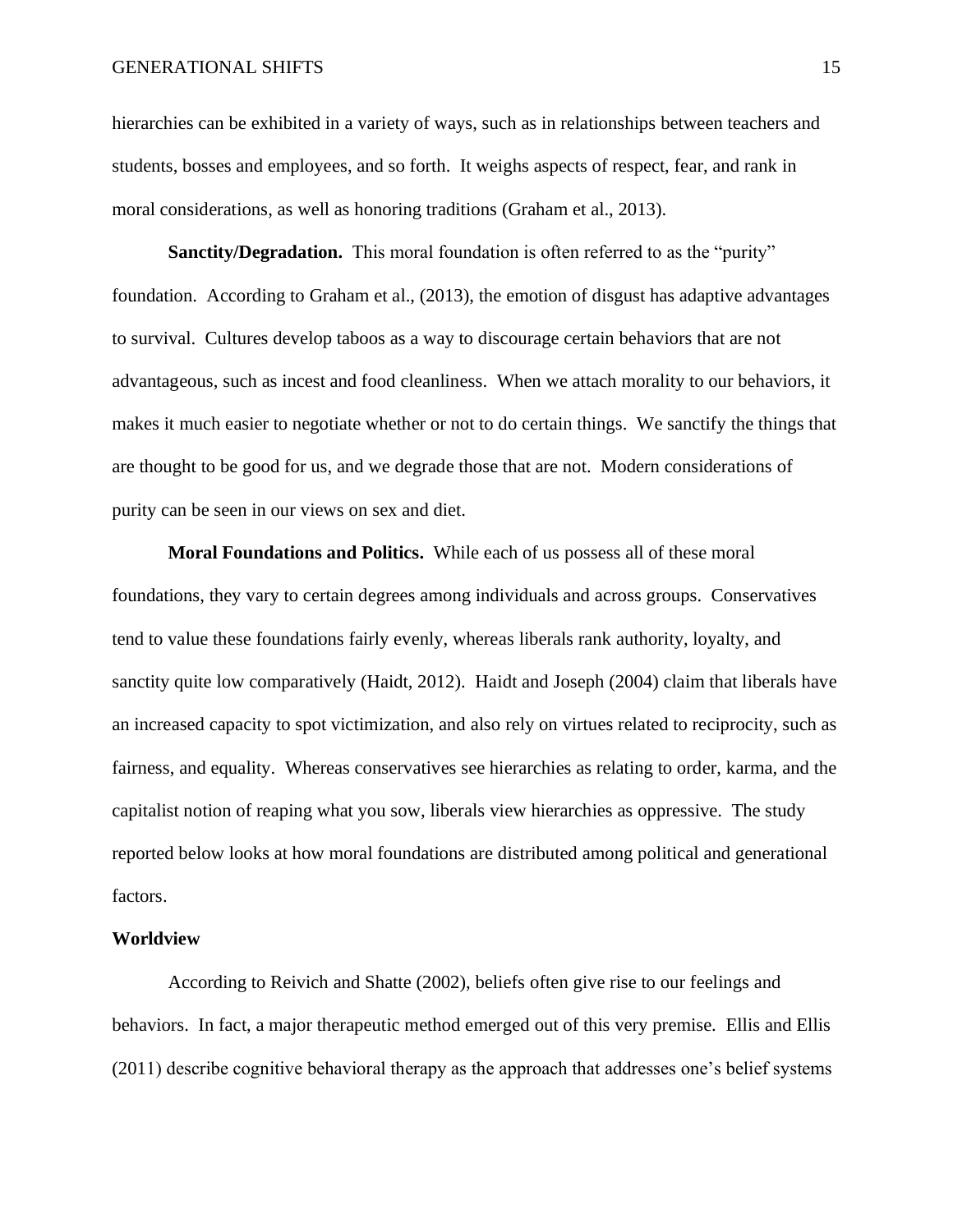hierarchies can be exhibited in a variety of ways, such as in relationships between teachers and students, bosses and employees, and so forth. It weighs aspects of respect, fear, and rank in moral considerations, as well as honoring traditions (Graham et al., 2013).

**Sanctity/Degradation.** This moral foundation is often referred to as the "purity" foundation. According to Graham et al., (2013), the emotion of disgust has adaptive advantages to survival. Cultures develop taboos as a way to discourage certain behaviors that are not advantageous, such as incest and food cleanliness. When we attach morality to our behaviors, it makes it much easier to negotiate whether or not to do certain things. We sanctify the things that are thought to be good for us, and we degrade those that are not. Modern considerations of purity can be seen in our views on sex and diet.

**Moral Foundations and Politics.** While each of us possess all of these moral foundations, they vary to certain degrees among individuals and across groups. Conservatives tend to value these foundations fairly evenly, whereas liberals rank authority, loyalty, and sanctity quite low comparatively (Haidt, 2012). Haidt and Joseph (2004) claim that liberals have an increased capacity to spot victimization, and also rely on virtues related to reciprocity, such as fairness, and equality. Whereas conservatives see hierarchies as relating to order, karma, and the capitalist notion of reaping what you sow, liberals view hierarchies as oppressive. The study reported below looks at how moral foundations are distributed among political and generational factors.

## Worldview

According to Reivich and Shatte (2002), beliefs often give rise to our feelings and behaviors. In fact, a major therapeutic method emerged out of this very premise. Ellis and Ellis (2011) describe cognitive behavioral therapy as the approach that addresses one's belief systems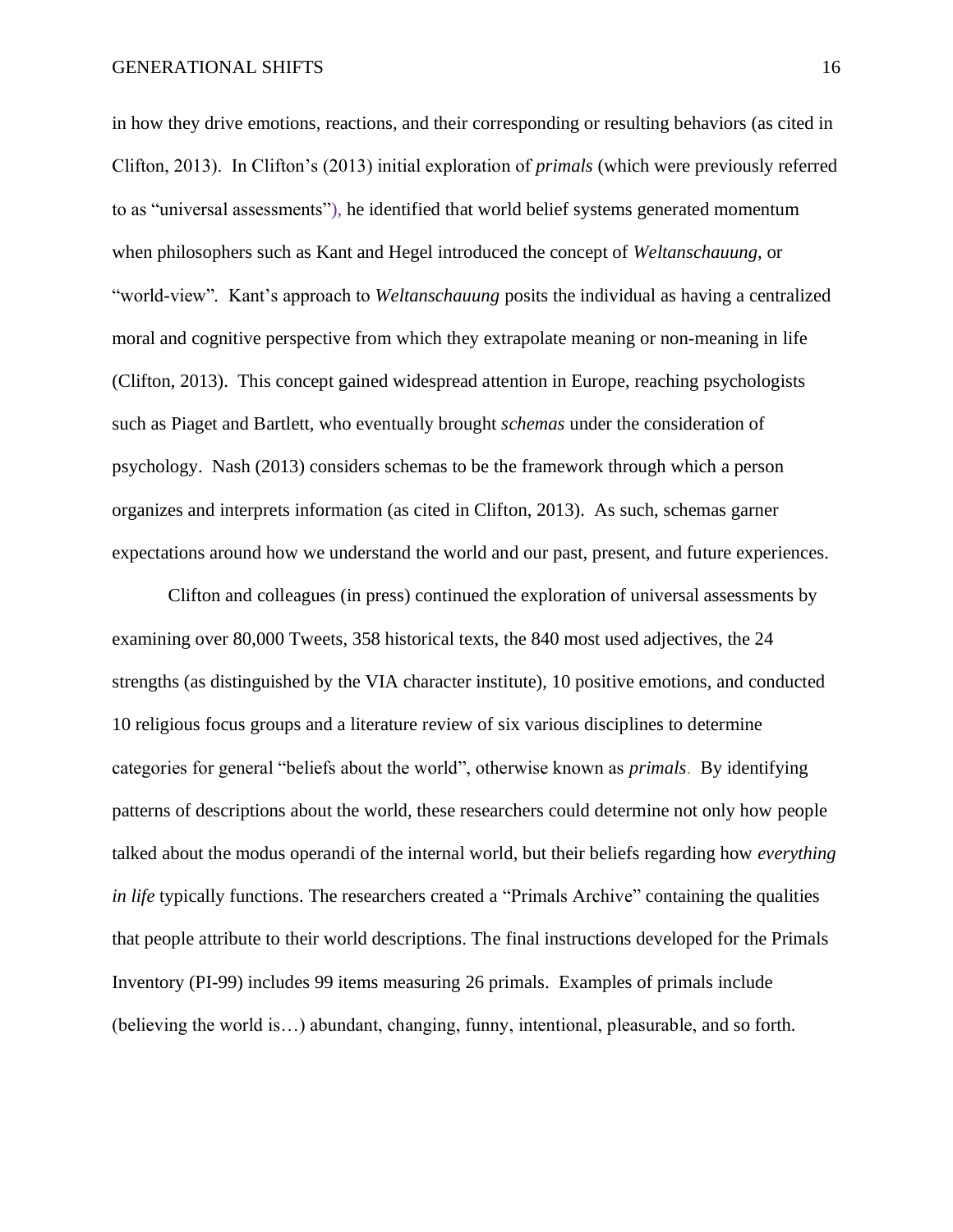in how they drive emotions, reactions, and their corresponding or resulting behaviors (as cited in Clifton, 2013). In Clifton's (2013) initial exploration of *primals* (which were previously referred to as "universal assessments"), he identified that world belief systems generated momentum when philosophers such as Kant and Hegel introduced the concept of *Weltanschauung*, or "world-view". Kant's approach to *Weltanschauung* posits the individual as having a centralized moral and cognitive perspective from which they extrapolate meaning or non-meaning in life (Clifton, 2013). This concept gained widespread attention in Europe, reaching psychologists such as Piaget and Bartlett, who eventually brought *schemas* under the consideration of psychology. Nash (2013) considers schemas to be the framework through which a person organizes and interprets information (as cited in Clifton, 2013). As such, schemas garner expectations around how we understand the world and our past, present, and future experiences.

Clifton and colleagues (in press) continued the exploration of universal assessments by examining over 80,000 Tweets, 358 historical texts, the 840 most used adjectives, the 24 strengths (as distinguished by the VIA character institute), 10 positive emotions, and conducted 10 religious focus groups and a literature review of six various disciplines to determine categories for general "beliefs about the world", otherwise known as *primals*. By identifying patterns of descriptions about the world, these researchers could determine not only how people talked about the modus operandi of the internal world, but their beliefs regarding how *everything in life* typically functions. The researchers created a "Primals Archive" containing the qualities that people attribute to their world descriptions. The final instructions developed for the Primals Inventory (PI-99) includes 99 items measuring 26 primals. Examples of primals include (believing the world is…) abundant, changing, funny, intentional, pleasurable, and so forth.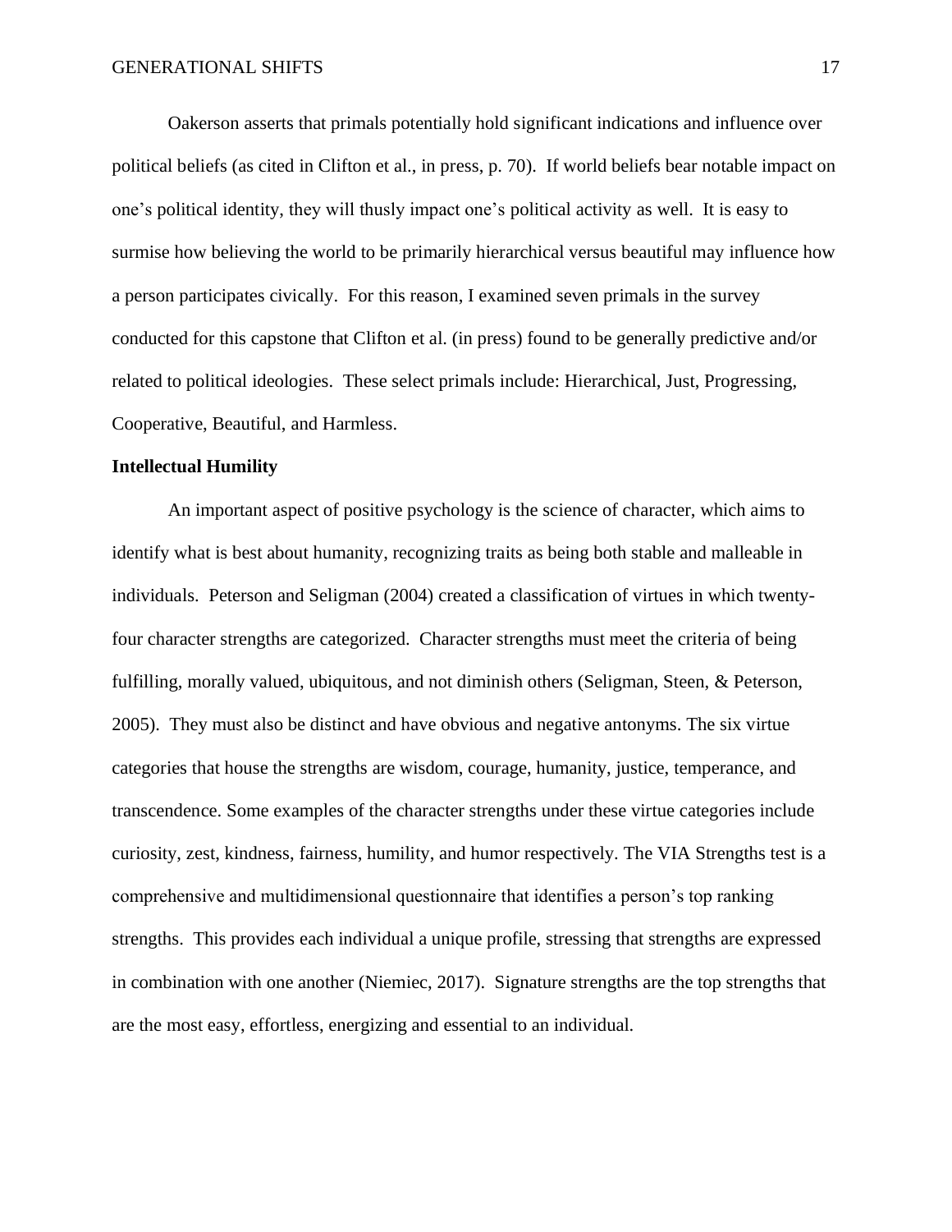Oakerson asserts that primals potentially hold significant indications and influence over political beliefs (as cited in Clifton et al., in press, p. 70). If world beliefs bear notable impact on one's political identity, they will thusly impact one's political activity as well. It is easy to surmise how believing the world to be primarily hierarchical versus beautiful may influence how a person participates civically. For this reason, I examined seven primals in the survey conducted for this capstone that Clifton et al. (in press) found to be generally predictive and/or related to political ideologies. These select primals include: Hierarchical, Just, Progressing, Cooperative, Beautiful, and Harmless.

**Intellectual Humility**

An important aspect of positive psychology is the science of character, which aims to identify what is best about humanity, recognizing traits as being both stable and malleable in individuals. Peterson and Seligman (2004) created a classification of virtues in which twenty-four character strengths are categorized. Character strengths must meet the criteria of being fulfilling, morally valued, ubiquitous, and not diminish others (Seligman, Steen, & Peterson, 2005). They must also be distinct and have obvious and negative antonyms. The six virtue categories that house the strengths are wisdom, courage, humanity, justice, temperance, and transcendence. Some examples of the character strengths under these virtue categories include curiosity, zest, kindness, fairness, humility, and humor respectively. The VIA Strengths test is a comprehensive and multidimensional questionnaire that identifies a person's top ranking strengths. This provides each individual a unique profile, stressing that strengths are expressed in combination with one another (Niemiec, 2017). Signature strengths are the top strengths that are the most easy, effortless, energizing and essential to an individual.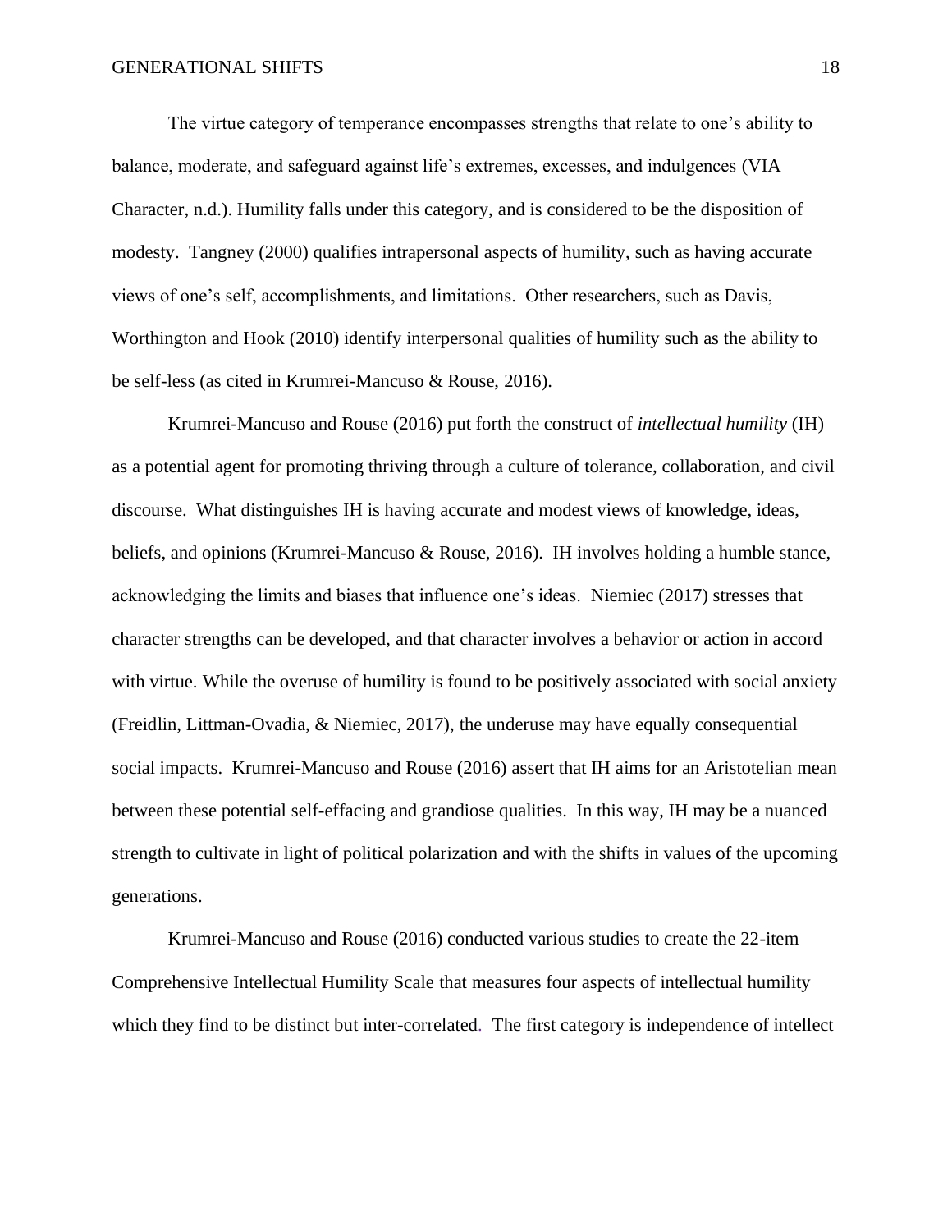The virtue category of temperance encompasses strengths that relate to one's ability to balance, moderate, and safeguard against life's extremes, excesses, and indulgences (VIA Character, n.d.). Humility falls under this category, and is considered to be the disposition of modesty. Tangney (2000) qualifies intrapersonal aspects of humility, such as having accurate views of one's self, accomplishments, and limitations. Other researchers, such as Davis, Worthington and Hook (2010) identify interpersonal qualities of humility such as the ability to be self-less (as cited in Krumrei-Mancuso & Rouse, 2016).

Krumrei-Mancuso and Rouse (2016) put forth the construct of *intellectual humility* (IH) as a potential agent for promoting thriving through a culture of tolerance, collaboration, and civil discourse. What distinguishes IH is having accurate and modest views of knowledge, ideas, beliefs, and opinions (Krumrei-Mancuso & Rouse, 2016). IH involves holding a humble stance, acknowledging the limits and biases that influence one's ideas. Niemiec (2017) stresses that character strengths can be developed, and that character involves a behavior or action in accord with virtue. While the overuse of humility is found to be positively associated with social anxiety (Freidlin, Littman-Ovadia, & Niemiec, 2017), the underuse may have equally consequential social impacts. Krumrei-Mancuso and Rouse (2016) assert that IH aims for an Aristotelian mean between these potential self-effacing and grandiose qualities. In this way, IH may be a nuanced strength to cultivate in light of political polarization and with the shifts in values of the upcoming generations.

Krumrei-Mancuso and Rouse (2016) conducted various studies to create the 22-item Comprehensive Intellectual Humility Scale that measures four aspects of intellectual humility which they find to be distinct but inter-correlated. The first category is independence of intellect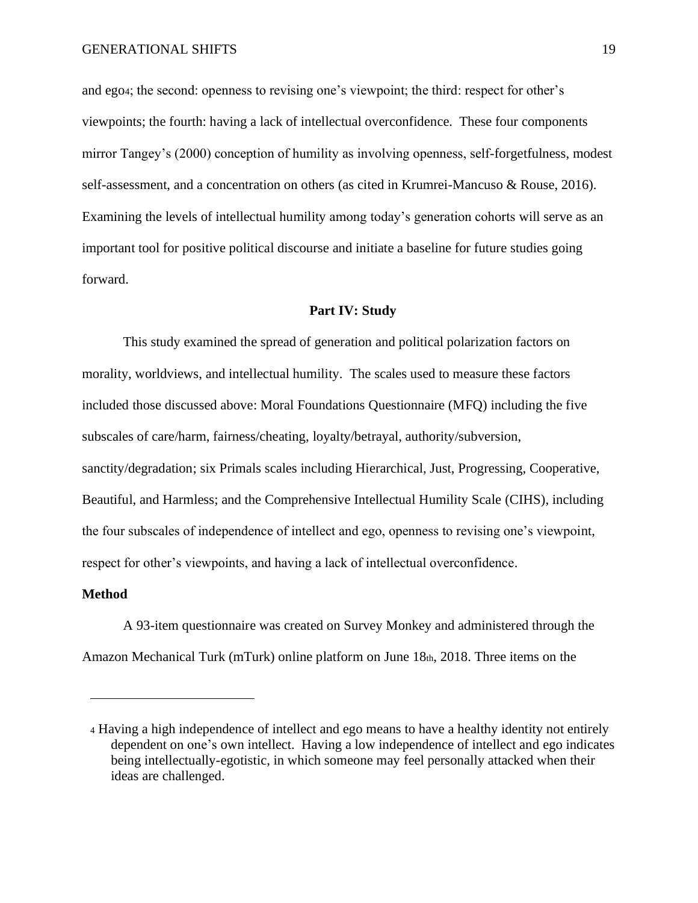and ego[4]; the second: openness to revising one's viewpoint; the third: respect for other's viewpoints; the fourth: having a lack of intellectual overconfidence. These four components mirror Tangey's (2000) conception of humility as involving openness, self-forgetfulness, modest self-assessment, and a concentration on others (as cited in Krumrei-Mancuso & Rouse, 2016). Examining the levels of intellectual humility among today's generation cohorts will serve as an important tool for positive political discourse and initiate a baseline for future studies going forward.

## Part IV: Study

This study examined the spread of generation and political polarization factors on morality, worldviews, and intellectual humility. The scales used to measure these factors included those discussed above: Moral Foundations Questionnaire (MFQ) including the five subscales of care/harm, fairness/cheating, loyalty/betrayal, authority/subversion, sanctity/degradation; six Primals scales including Hierarchical, Just, Progressing, Cooperative, Beautiful, and Harmless; and the Comprehensive Intellectual Humility Scale (CIHS), including the four subscales of independence of intellect and ego, openness to revising one's viewpoint, respect for other's viewpoints, and having a lack of intellectual overconfidence.

### Method

A 93-item questionnaire was created on Survey Monkey and administered through the Amazon Mechanical Turk (mTurk) online platform on June 18th, 2018. Three items on the

---

[4] Having a high independence of intellect and ego means to have a healthy identity not entirely dependent on one's own intellect. Having a low independence of intellect and ego indicates being intellectually-egotistic, in which someone may feel personally attacked when their ideas are challenged.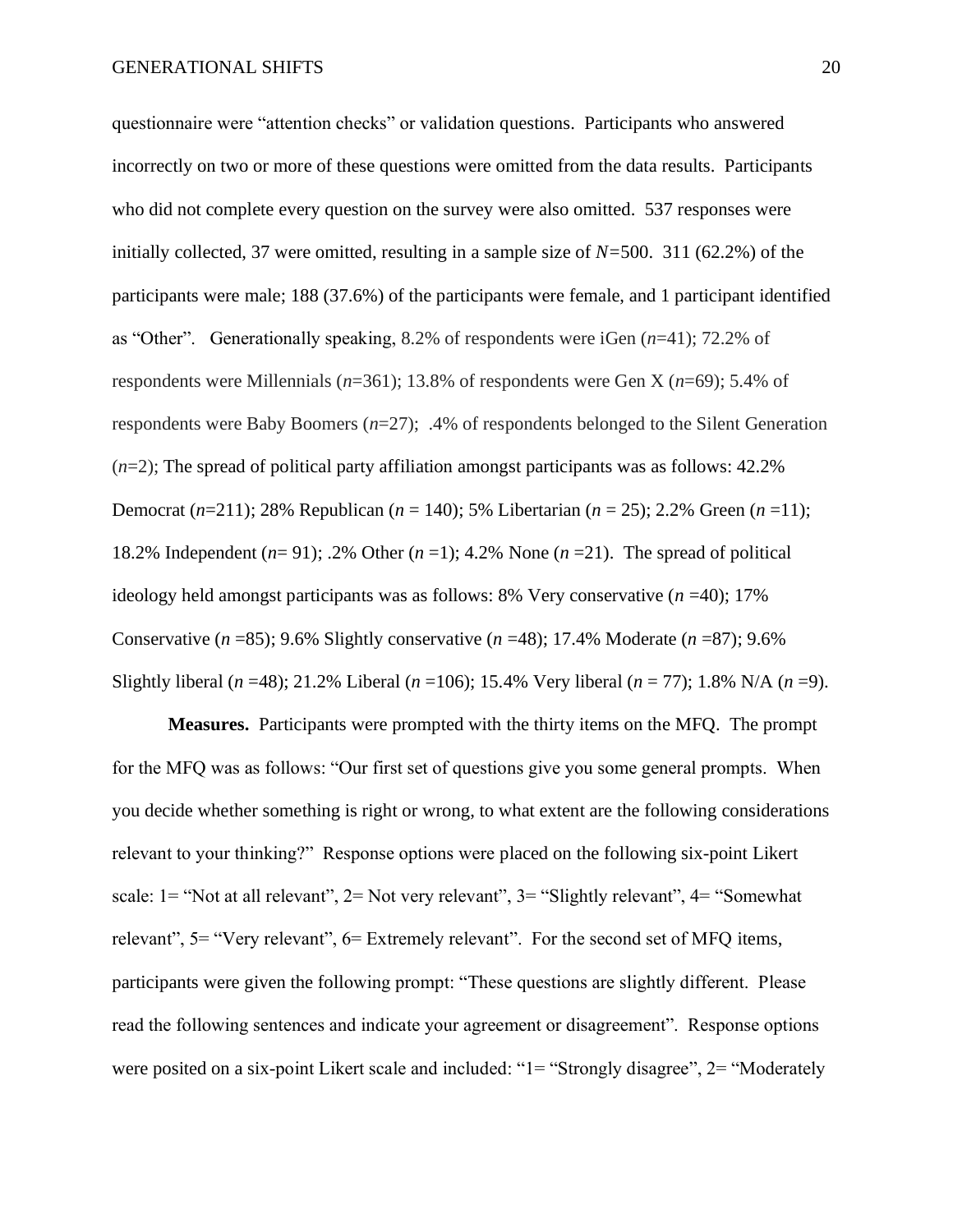questionnaire were "attention checks" or validation questions. Participants who answered incorrectly on two or more of these questions were omitted from the data results. Participants who did not complete every question on the survey were also omitted. 537 responses were initially collected, 37 were omitted, resulting in a sample size of $N$=500. 311 (62.2%) of the participants were male; 188 (37.6%) of the participants were female, and 1 participant identified as "Other". Generationally speaking, 8.2% of respondents were iGen ($n$=41); 72.2% of respondents were Millennials ($n$=361); 13.8% of respondents were Gen X ($n$=69); 5.4% of respondents were Baby Boomers ($n$=27); .4% of respondents belonged to the Silent Generation ($n$=2); The spread of political party affiliation amongst participants was as follows: 42.2% Democrat ($n$=211); 28% Republican ($n$ = 140); 5% Libertarian ($n$ = 25); 2.2% Green ($n$ =11); 18.2% Independent ($n$= 91); .2% Other ($n$ =1); 4.2% None ($n$ =21). The spread of political ideology held amongst participants was as follows: 8% Very conservative ($n$ =40); 17% Conservative ($n$ =85); 9.6% Slightly conservative ($n$ =48); 17.4% Moderate ($n$ =87); 9.6% Slightly liberal ($n$ =48); 21.2% Liberal ($n$ =106); 15.4% Very liberal ($n$ = 77); 1.8% N/A ($n$ =9).

**Measures.** Participants were prompted with the thirty items on the MFQ. The prompt for the MFQ was as follows: "Our first set of questions give you some general prompts. When you decide whether something is right or wrong, to what extent are the following considerations relevant to your thinking?" Response options were placed on the following six-point Likert scale: 1= "Not at all relevant", 2= Not very relevant", 3= "Slightly relevant", 4= "Somewhat relevant", 5= "Very relevant", 6= Extremely relevant". For the second set of MFQ items, participants were given the following prompt: "These questions are slightly different. Please read the following sentences and indicate your agreement or disagreement". Response options were posited on a six-point Likert scale and included: "1= "Strongly disagree", 2= "Moderately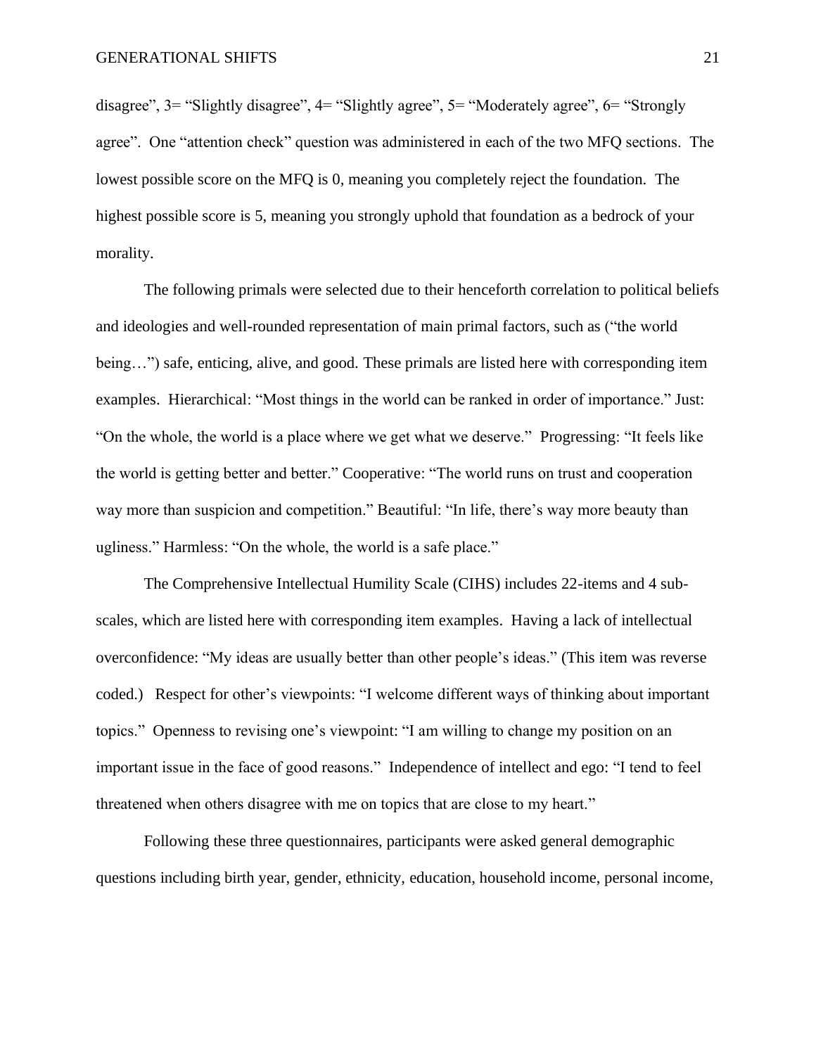disagree", 3= "Slightly disagree", 4= "Slightly agree", 5= "Moderately agree", 6= "Strongly agree". One "attention check" question was administered in each of the two MFQ sections. The lowest possible score on the MFQ is 0, meaning you completely reject the foundation. The highest possible score is 5, meaning you strongly uphold that foundation as a bedrock of your morality.

The following primals were selected due to their henceforth correlation to political beliefs and ideologies and well-rounded representation of main primal factors, such as ("the world being…") safe, enticing, alive, and good. These primals are listed here with corresponding item examples. Hierarchical: "Most things in the world can be ranked in order of importance." Just: "On the whole, the world is a place where we get what we deserve." Progressing: "It feels like the world is getting better and better." Cooperative: "The world runs on trust and cooperation way more than suspicion and competition." Beautiful: "In life, there's way more beauty than ugliness." Harmless: "On the whole, the world is a safe place."

The Comprehensive Intellectual Humility Scale (CIHS) includes 22-items and 4 sub-scales, which are listed here with corresponding item examples. Having a lack of intellectual overconfidence: "My ideas are usually better than other people's ideas." (This item was reverse coded.) Respect for other's viewpoints: "I welcome different ways of thinking about important topics." Openness to revising one's viewpoint: "I am willing to change my position on an important issue in the face of good reasons." Independence of intellect and ego: "I tend to feel threatened when others disagree with me on topics that are close to my heart."

Following these three questionnaires, participants were asked general demographic questions including birth year, gender, ethnicity, education, household income, personal income,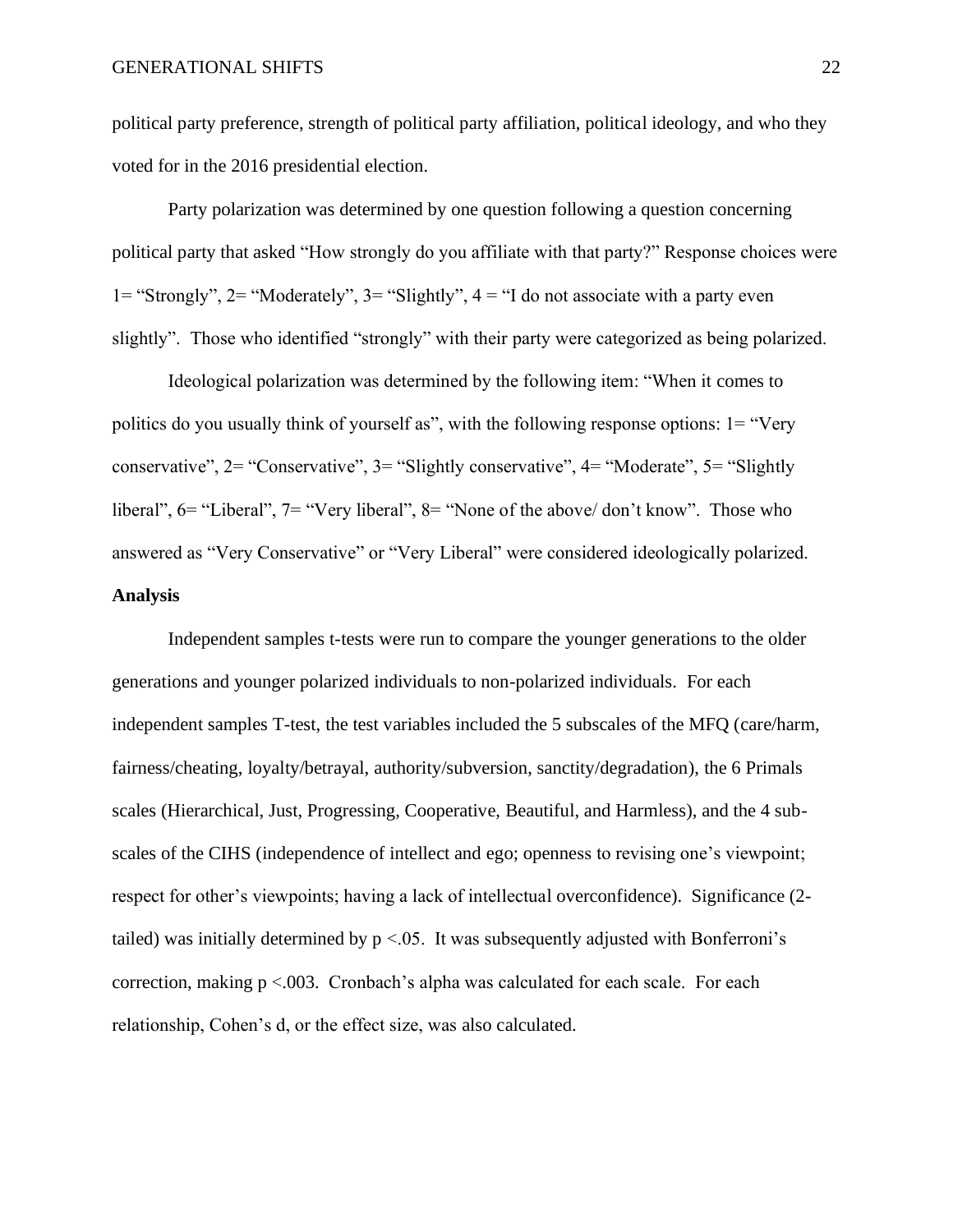political party preference, strength of political party affiliation, political ideology, and who they voted for in the 2016 presidential election.

Party polarization was determined by one question following a question concerning political party that asked "How strongly do you affiliate with that party?" Response choices were 1= "Strongly", 2= "Moderately", 3= "Slightly", 4 = "I do not associate with a party even slightly". Those who identified "strongly" with their party were categorized as being polarized.

Ideological polarization was determined by the following item: "When it comes to politics do you usually think of yourself as", with the following response options: 1= "Very conservative", 2= "Conservative", 3= "Slightly conservative", 4= "Moderate", 5= "Slightly liberal", 6= "Liberal", 7= "Very liberal", 8= "None of the above/ don't know". Those who answered as "Very Conservative" or "Very Liberal" were considered ideologically polarized.

**Analysis**

Independent samples t-tests were run to compare the younger generations to the older generations and younger polarized individuals to non-polarized individuals. For each independent samples T-test, the test variables included the 5 subscales of the MFQ (care/harm, fairness/cheating, loyalty/betrayal, authority/subversion, sanctity/degradation), the 6 Primals scales (Hierarchical, Just, Progressing, Cooperative, Beautiful, and Harmless), and the 4 sub-scales of the CIHS (independence of intellect and ego; openness to revising one's viewpoint; respect for other's viewpoints; having a lack of intellectual overconfidence). Significance (2-tailed) was initially determined by $p < .05$. It was subsequently adjusted with Bonferroni's correction, making $p < .003$. Cronbach's alpha was calculated for each scale. For each relationship, Cohen's d, or the effect size, was also calculated.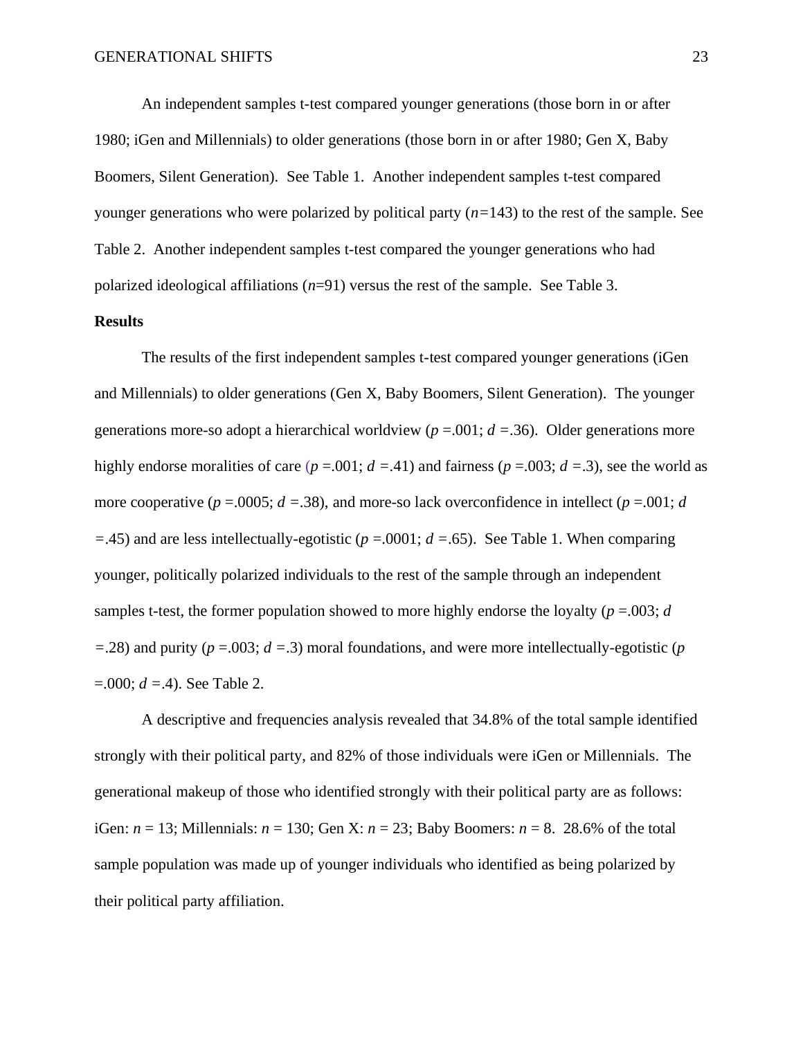An independent samples t-test compared younger generations (those born in or after 1980; iGen and Millennials) to older generations (those born in or after 1980; Gen X, Baby Boomers, Silent Generation). See Table 1. Another independent samples t-test compared younger generations who were polarized by political party ($n$=143) to the rest of the sample. See Table 2. Another independent samples t-test compared the younger generations who had polarized ideological affiliations ($n$=91) versus the rest of the sample. See Table 3.

**Results**

The results of the first independent samples t-test compared younger generations (iGen and Millennials) to older generations (Gen X, Baby Boomers, Silent Generation). The younger generations more-so adopt a hierarchical worldview ($p$ =.001; $d$ =.36). Older generations more highly endorse moralities of care ($p$ =.001; $d$ =.41) and fairness ($p$ =.003; $d$ =.3), see the world as more cooperative ($p$ =.0005; $d$ =.38), and more-so lack overconfidence in intellect ($p$ =.001; $d$ =.45) and are less intellectually-egotistic ($p$ =.0001; $d$ =.65). See Table 1. When comparing younger, politically polarized individuals to the rest of the sample through an independent samples t-test, the former population showed to more highly endorse the loyalty ($p$ =.003; $d$ =.28) and purity ($p$ =.003; $d$ =.3) moral foundations, and were more intellectually-egotistic ($p$ =.000; $d$ =.4). See Table 2.

A descriptive and frequencies analysis revealed that 34.8% of the total sample identified strongly with their political party, and 82% of those individuals were iGen or Millennials. The generational makeup of those who identified strongly with their political party are as follows: iGen: $n$ = 13; Millennials: $n$ = 130; Gen X: $n$ = 23; Baby Boomers: $n$ = 8. 28.6% of the total sample population was made up of younger individuals who identified as being polarized by their political party affiliation.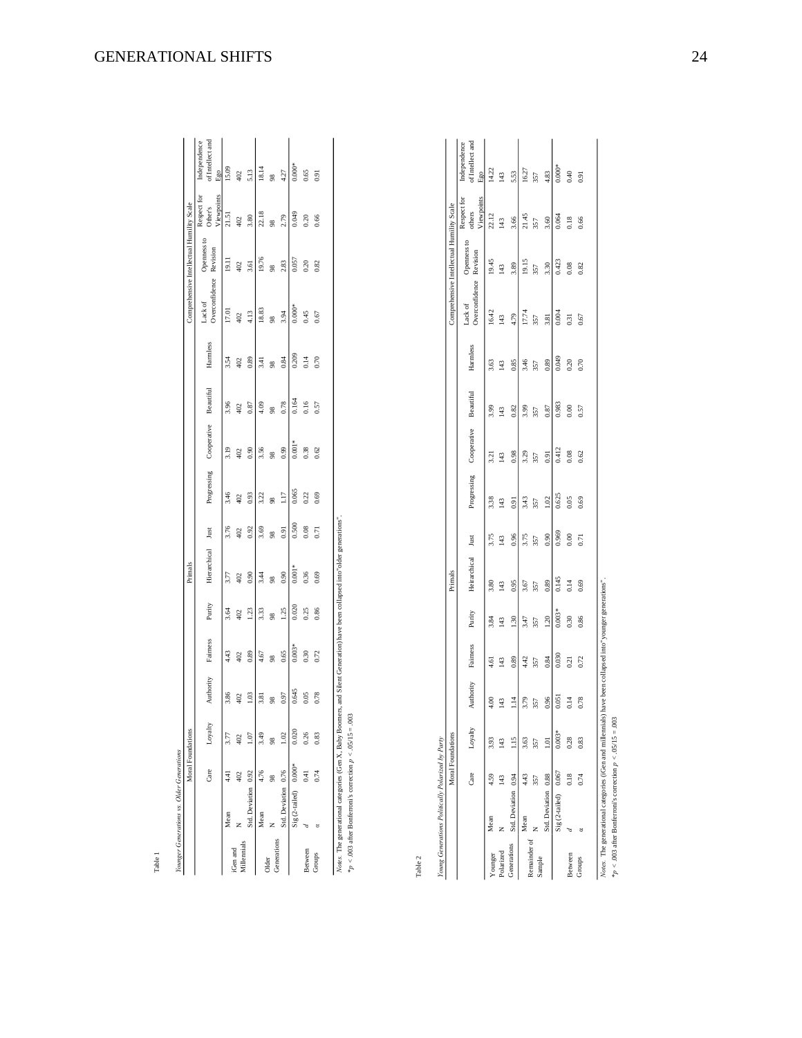Table 1

*Younger Generations vs. Older Generations*

| | | Moral Foundations | | | | | Primals | | | | | | Comprehensive Intellectual Humility Scale | | | |
|---|---|---|---|---|---|---|---|---|---|---|---|---|---|---|---|---|
| | | Care | Loyalty | Authority | Fairness | Purity | Hierarchical | Just | Progressing | Cooperative | Beautiful | Harmless | Lack of Overconfidence | Openness to Revision | Respect for Other's Viewpoints | Independence of Intellect and Ego |
| iGen and Millennials | Mean | 4.41 | 3.77 | 3.86 | 4.43 | 3.64 | 3.77 | 3.76 | 3.46 | 3.19 | 3.96 | 3.54 | 17.01 | 19.11 | 21.51 | 15.09 |
| | N | 402 | 402 | 402 | 402 | 402 | 402 | 402 | 402 | 402 | 402 | 402 | 402 | 402 | 402 | 402 |
| | Std. Deviation | 0.92 | 1.07 | 1.03 | 0.89 | 1.23 | 0.90 | 0.92 | 0.93 | 0.90 | 0.87 | 0.89 | 4.13 | 3.61 | 3.80 | 5.13 |
| Older Generations | Mean | 4.76 | 3.49 | 3.81 | 4.67 | 3.33 | 3.44 | 3.69 | 3.22 | 3.56 | 4.09 | 3.41 | 18.83 | 19.76 | 22.18 | 18.14 |
| | N | 98 | 98 | 98 | 98 | 98 | 98 | 98 | 98 | 98 | 98 | 98 | 98 | 98 | 98 | 98 |
| | Std. Deviation | 0.76 | 1.02 | 0.97 | 0.65 | 1.25 | 0.90 | 0.91 | 1.17 | 0.99 | 0.78 | 0.84 | 3.94 | 2.83 | 2.79 | 4.27 |
| | Sig (2-tailed) | 0.000* | 0.020 | 0.645 | 0.003* | 0.020 | 0.001* | 0.500 | 0.065 | 0.001* | 0.164 | 0.209 | 0.000* | 0.057 | 0.049 | 0.000* |
| Between Groups | *d* | 0.41 | 0.26 | 0.05 | 0.30 | 0.25 | 0.36 | 0.08 | 0.22 | 0.38 | 0.16 | 0.14 | 0.45 | 0.20 | 0.20 | 0.65 |
| | *α* | 0.74 | 0.83 | 0.78 | 0.72 | 0.86 | 0.69 | 0.71 | 0.69 | 0.62 | 0.57 | 0.70 | 0.67 | 0.82 | 0.66 | 0.91 |

*Notes.* The generational categories (Gen X, Baby Boomers, and Silent Generation) have been collapsed into "older generations".
*$p < .003$ after Bonferroni's correction $p < .05/15 = .003$

Table 2

*Young Generations Politically Polarized by Party*

| | | Moral Foundations | | | | | Primals | | | | | | Comprehensive Intellectual Humility Scale | | | |
|---|---|---|---|---|---|---|---|---|---|---|---|---|---|---|---|---|
| | | Care | Loyalty | Authority | Fairness | Purity | Heirarchical | Just | Progressing | Cooperative | Beautiful | Harmless | Lack of Overconfidence | Openness to Revision | Respect for others Viewpoints | Independence of Intellect and Ego |
| Younger Polarized Generations | Mean | 4.59 | 3.93 | 4.00 | 4.61 | 3.84 | 3.80 | 3.75 | 3.38 | 3.21 | 3.99 | 3.63 | 16.42 | 19.45 | 22.12 | 14.22 |
| | N | 143 | 143 | 143 | 143 | 143 | 143 | 143 | 143 | 143 | 143 | 143 | 143 | 143 | 143 | 143 |
| | Std. Deviation | 0.94 | 1.15 | 1.14 | 0.89 | 1.30 | 0.95 | 0.96 | 0.91 | 0.98 | 0.82 | 0.85 | 4.79 | 3.89 | 3.66 | 5.53 |
| Remainder of Sample | Mean | 4.43 | 3.63 | 3.79 | 4.42 | 3.47 | 3.67 | 3.75 | 3.43 | 3.29 | 3.99 | 3.46 | 17.74 | 19.15 | 21.45 | 16.27 |
| | N | 357 | 357 | 357 | 357 | 357 | 357 | 357 | 357 | 357 | 357 | 357 | 357 | 357 | 357 | 357 |
| | Std. Deviation | 0.88 | 1.01 | 0.96 | 0.84 | 1.20 | 0.89 | 0.90 | 1.02 | 0.91 | 0.87 | 0.89 | 3.81 | 3.30 | 3.60 | 4.83 |
| | Sig (2-tailed) | 0.067 | 0.003* | 0.051 | 0.030 | 0.003* | 0.145 | 0.969 | 0.625 | 0.412 | 0.983 | 0.049 | 0.004 | 0.423 | 0.064 | 0.000* |
| Between Groups | *d* | 0.18 | 0.28 | 0.14 | 0.21 | 0.30 | 0.14 | 0.00 | 0.05 | 0.08 | 0.00 | 0.20 | 0.31 | 0.08 | 0.18 | 0.40 |
| | *α* | 0.74 | 0.83 | 0.78 | 0.72 | 0.86 | 0.69 | 0.71 | 0.69 | 0.62 | 0.57 | 0.70 | 0.67 | 0.82 | 0.66 | 0.91 |

*Notes.* The generational categories (iGen and millennials) have been collapsed into "younger generations".
*$p < .003$ after Bonferroni's correction $p < .05/15 = .003$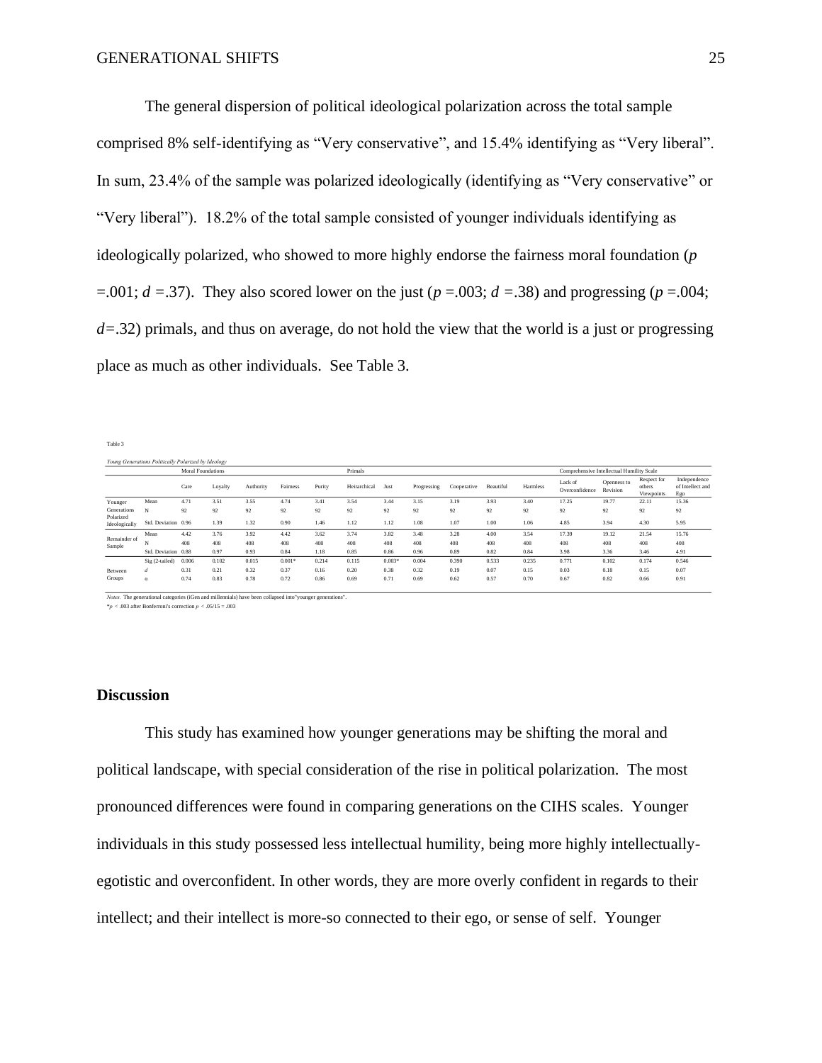The general dispersion of political ideological polarization across the total sample comprised 8% self-identifying as "Very conservative", and 15.4% identifying as "Very liberal". In sum, 23.4% of the sample was polarized ideologically (identifying as "Very conservative" or "Very liberal"). 18.2% of the total sample consisted of younger individuals identifying as ideologically polarized, who showed to more highly endorse the fairness moral foundation ($p$ =.001; $d$ =.37). They also scored lower on the just ($p$ =.003; $d$ =.38) and progressing ($p$ =.004; $d$=.32) primals, and thus on average, do not hold the view that the world is a just or progressing place as much as other individuals. See Table 3.

Table 3

*Young Generations Politically Polarized by Ideology*

| | | Moral Foundations | | | | | Primals | | | | | | Comprehensive Intellectual Humility Scale | | | |
|---|---|---|---|---|---|---|---|---|---|---|---|---|---|---|---|---|
| | | Care | Loyalty | Authority | Fairness | Purity | Heirarchical | Just | Progressing | Cooperative | Beautiful | Harmless | Lack of Overconfidence | Openness to Revision | Respect for others Viewpoints | Independence of Intellect and Ego |
| Younger Generations Polarized Ideologically | Mean | 4.71 | 3.51 | 3.55 | 4.74 | 3.41 | 3.54 | 3.44 | 3.15 | 3.19 | 3.93 | 3.40 | 17.25 | 19.77 | 22.11 | 15.36 |
| | N | 92 | 92 | 92 | 92 | 92 | 92 | 92 | 92 | 92 | 92 | 92 | 92 | 92 | 92 | 92 |
| | Std. Deviation | 0.96 | 1.39 | 1.32 | 0.90 | 1.46 | 1.12 | 1.12 | 1.08 | 1.07 | 1.00 | 1.06 | 4.85 | 3.94 | 4.30 | 5.95 |
| Remainder of Sample | Mean | 4.42 | 3.76 | 3.92 | 4.42 | 3.62 | 3.74 | 3.82 | 3.48 | 3.28 | 4.00 | 3.54 | 17.39 | 19.12 | 21.54 | 15.76 |
| | N | 408 | 408 | 408 | 408 | 408 | 408 | 408 | 408 | 408 | 408 | 408 | 408 | 408 | 408 | 408 |
| | Std. Deviation | 0.88 | 0.97 | 0.93 | 0.84 | 1.18 | 0.85 | 0.86 | 0.96 | 0.89 | 0.82 | 0.84 | 3.98 | 3.36 | 3.46 | 4.91 |
| Between Groups | Sig (2-tailed) | 0.006 | 0.102 | 0.015 | 0.001* | 0.214 | 0.115 | 0.003* | 0.004 | 0.390 | 0.533 | 0.235 | 0.771 | 0.102 | 0.174 | 0.546 |
| | $d$ | 0.31 | 0.21 | 0.32 | 0.37 | 0.16 | 0.20 | 0.38 | 0.32 | 0.19 | 0.07 | 0.15 | 0.03 | 0.18 | 0.15 | 0.07 |
| | α | 0.74 | 0.83 | 0.78 | 0.72 | 0.86 | 0.69 | 0.71 | 0.69 | 0.62 | 0.57 | 0.70 | 0.67 | 0.82 | 0.66 | 0.91 |

*Notes.* The generational categories (iGen and millennials) have been collapsed into"younger generations".
$^*p < .003$ after Bonferroni's correction $p < .05/15 = .003$

## Discussion

This study has examined how younger generations may be shifting the moral and political landscape, with special consideration of the rise in political polarization. The most pronounced differences were found in comparing generations on the CIHS scales. Younger individuals in this study possessed less intellectual humility, being more highly intellectually-egotistic and overconfident. In other words, they are more overly confident in regards to their intellect; and their intellect is more-so connected to their ego, or sense of self. Younger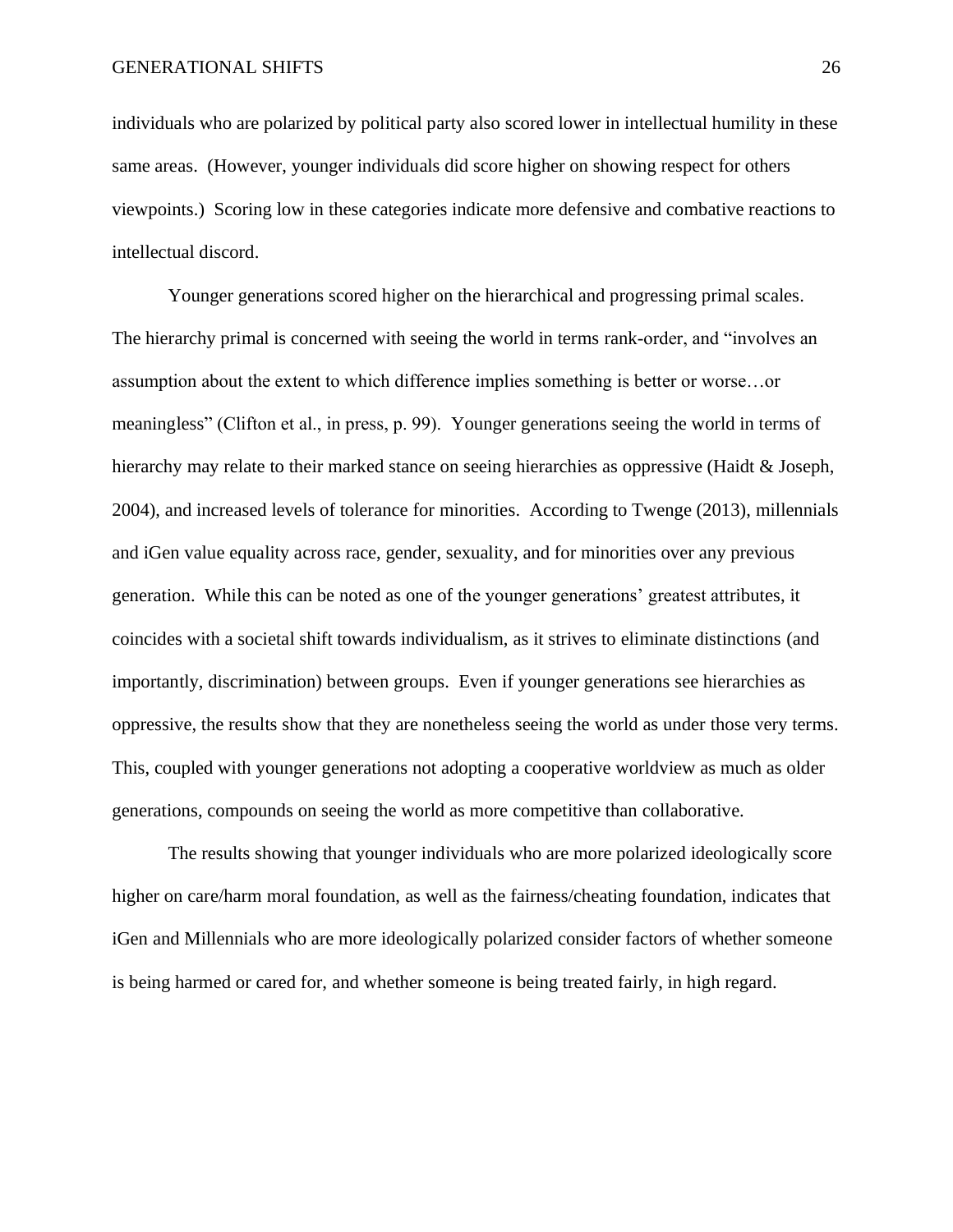individuals who are polarized by political party also scored lower in intellectual humility in these same areas. (However, younger individuals did score higher on showing respect for others viewpoints.) Scoring low in these categories indicate more defensive and combative reactions to intellectual discord.

Younger generations scored higher on the hierarchical and progressing primal scales. The hierarchy primal is concerned with seeing the world in terms rank-order, and "involves an assumption about the extent to which difference implies something is better or worse…or meaningless" (Clifton et al., in press, p. 99). Younger generations seeing the world in terms of hierarchy may relate to their marked stance on seeing hierarchies as oppressive (Haidt & Joseph, 2004), and increased levels of tolerance for minorities. According to Twenge (2013), millennials and iGen value equality across race, gender, sexuality, and for minorities over any previous generation. While this can be noted as one of the younger generations' greatest attributes, it coincides with a societal shift towards individualism, as it strives to eliminate distinctions (and importantly, discrimination) between groups. Even if younger generations see hierarchies as oppressive, the results show that they are nonetheless seeing the world as under those very terms. This, coupled with younger generations not adopting a cooperative worldview as much as older generations, compounds on seeing the world as more competitive than collaborative.

The results showing that younger individuals who are more polarized ideologically score higher on care/harm moral foundation, as well as the fairness/cheating foundation, indicates that iGen and Millennials who are more ideologically polarized consider factors of whether someone is being harmed or cared for, and whether someone is being treated fairly, in high regard.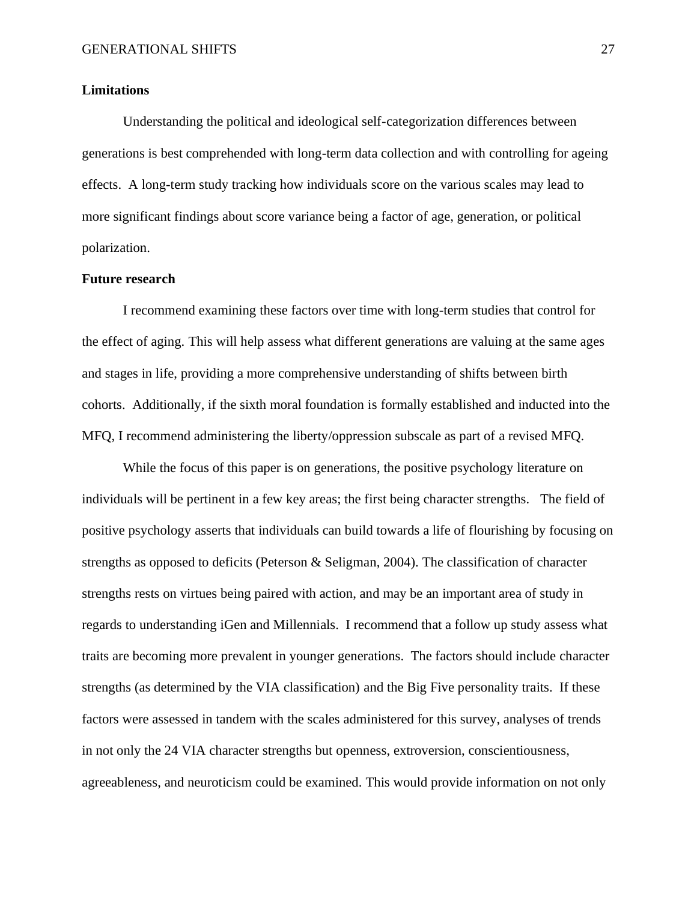**Limitations**

Understanding the political and ideological self-categorization differences between generations is best comprehended with long-term data collection and with controlling for ageing effects. A long-term study tracking how individuals score on the various scales may lead to more significant findings about score variance being a factor of age, generation, or political polarization.

**Future research**

I recommend examining these factors over time with long-term studies that control for the effect of aging. This will help assess what different generations are valuing at the same ages and stages in life, providing a more comprehensive understanding of shifts between birth cohorts. Additionally, if the sixth moral foundation is formally established and inducted into the MFQ, I recommend administering the liberty/oppression subscale as part of a revised MFQ.

While the focus of this paper is on generations, the positive psychology literature on individuals will be pertinent in a few key areas; the first being character strengths. The field of positive psychology asserts that individuals can build towards a life of flourishing by focusing on strengths as opposed to deficits (Peterson & Seligman, 2004). The classification of character strengths rests on virtues being paired with action, and may be an important area of study in regards to understanding iGen and Millennials. I recommend that a follow up study assess what traits are becoming more prevalent in younger generations. The factors should include character strengths (as determined by the VIA classification) and the Big Five personality traits. If these factors were assessed in tandem with the scales administered for this survey, analyses of trends in not only the 24 VIA character strengths but openness, extroversion, conscientiousness, agreeableness, and neuroticism could be examined. This would provide information on not only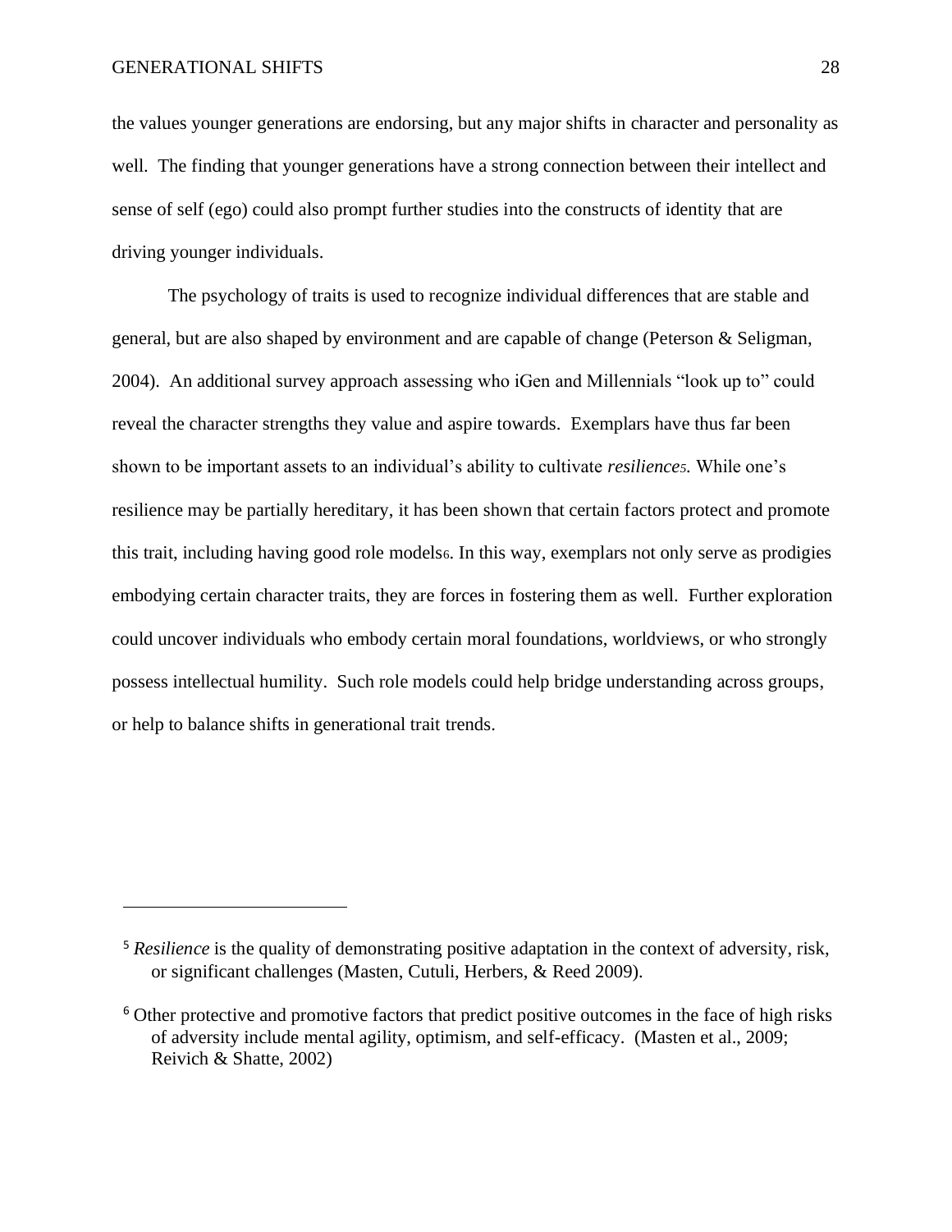the values younger generations are endorsing, but any major shifts in character and personality as well. The finding that younger generations have a strong connection between their intellect and sense of self (ego) could also prompt further studies into the constructs of identity that are driving younger individuals.

The psychology of traits is used to recognize individual differences that are stable and general, but are also shaped by environment and are capable of change (Peterson & Seligman, 2004). An additional survey approach assessing who iGen and Millennials "look up to" could reveal the character strengths they value and aspire towards. Exemplars have thus far been shown to be important assets to an individual's ability to cultivate *resilience*[5]. While one's resilience may be partially hereditary, it has been shown that certain factors protect and promote this trait, including having good role models[6]. In this way, exemplars not only serve as prodigies embodying certain character traits, they are forces in fostering them as well. Further exploration could uncover individuals who embody certain moral foundations, worldviews, or who strongly possess intellectual humility. Such role models could help bridge understanding across groups, or help to balance shifts in generational trait trends.

---

[5] *Resilience* is the quality of demonstrating positive adaptation in the context of adversity, risk, or significant challenges (Masten, Cutuli, Herbers, & Reed 2009).

[6] Other protective and promotive factors that predict positive outcomes in the face of high risks of adversity include mental agility, optimism, and self-efficacy. (Masten et al., 2009; Reivich & Shatte, 2002)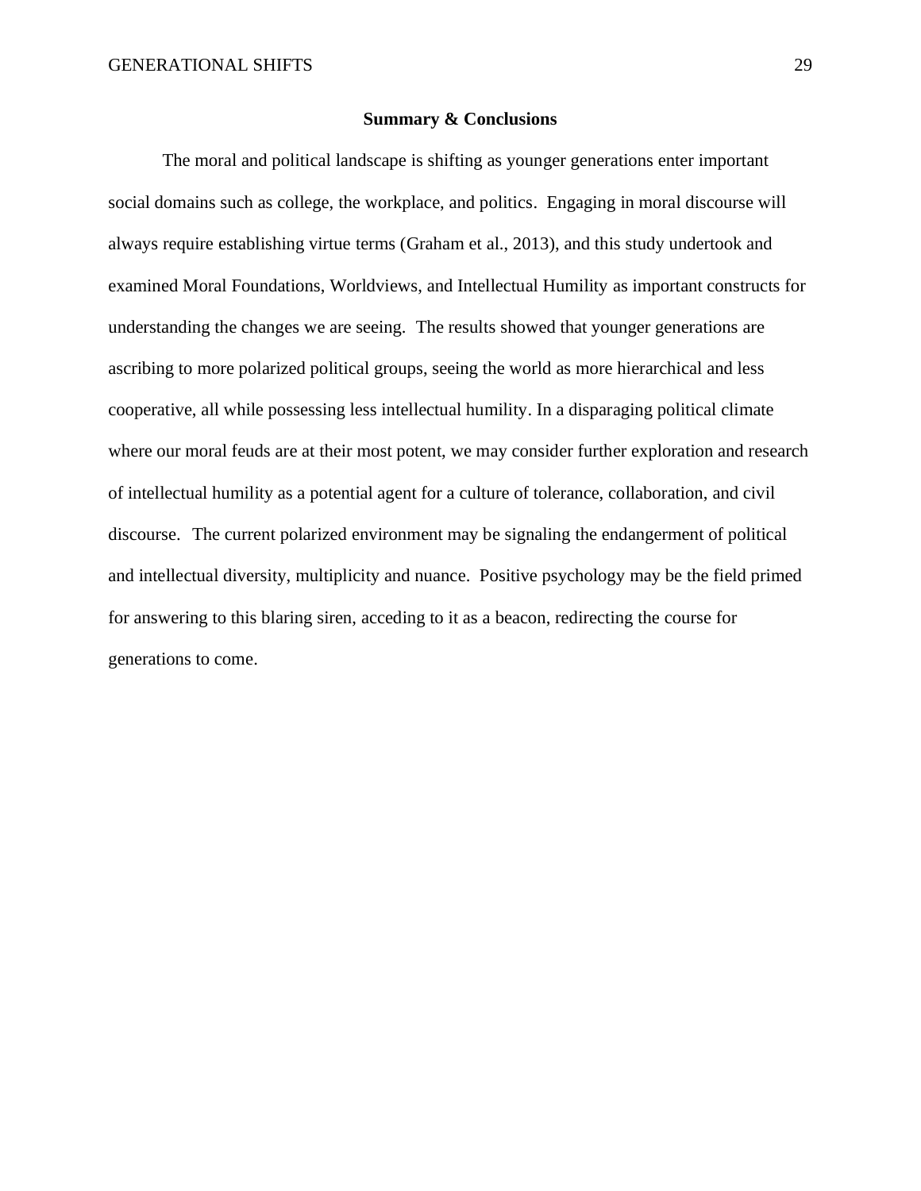## Summary & Conclusions

The moral and political landscape is shifting as younger generations enter important social domains such as college, the workplace, and politics. Engaging in moral discourse will always require establishing virtue terms (Graham et al., 2013), and this study undertook and examined Moral Foundations, Worldviews, and Intellectual Humility as important constructs for understanding the changes we are seeing. The results showed that younger generations are ascribing to more polarized political groups, seeing the world as more hierarchical and less cooperative, all while possessing less intellectual humility. In a disparaging political climate where our moral feuds are at their most potent, we may consider further exploration and research of intellectual humility as a potential agent for a culture of tolerance, collaboration, and civil discourse. The current polarized environment may be signaling the endangerment of political and intellectual diversity, multiplicity and nuance. Positive psychology may be the field primed for answering to this blaring siren, acceding to it as a beacon, redirecting the course for generations to come.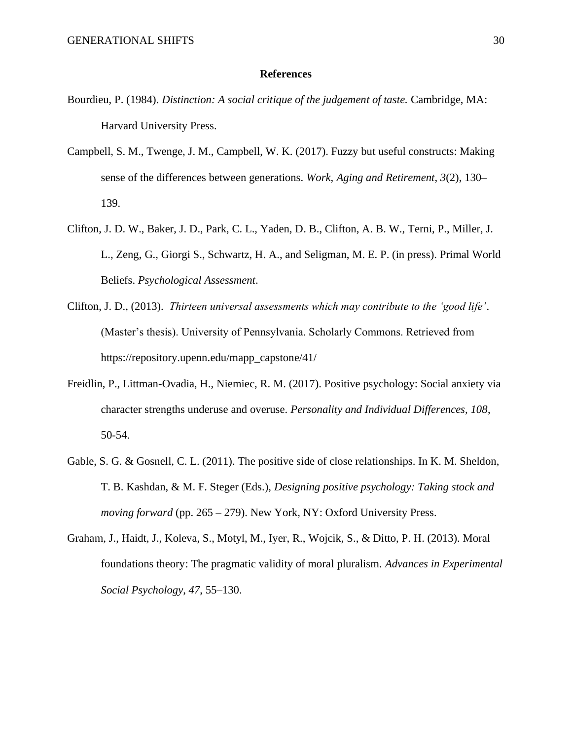# References

Bourdieu, P. (1984). *Distinction: A social critique of the judgement of taste.* Cambridge, MA: Harvard University Press.

Campbell, S. M., Twenge, J. M., Campbell, W. K. (2017). Fuzzy but useful constructs: Making sense of the differences between generations. *Work, Aging and Retirement*, *3*(2), 130–139.

Clifton, J. D. W., Baker, J. D., Park, C. L., Yaden, D. B., Clifton, A. B. W., Terni, P., Miller, J. L., Zeng, G., Giorgi S., Schwartz, H. A., and Seligman, M. E. P. (in press). Primal World Beliefs. *Psychological Assessment*.

Clifton, J. D., (2013). *Thirteen universal assessments which may contribute to the 'good life'*. (Master's thesis). University of Pennsylvania. Scholarly Commons. Retrieved from https://repository.upenn.edu/mapp_capstone/41/

Freidlin, P., Littman-Ovadia, H., Niemiec, R. M. (2017). Positive psychology: Social anxiety via character strengths underuse and overuse. *Personality and Individual Differences, 108*, 50-54.

Gable, S. G. & Gosnell, C. L. (2011). The positive side of close relationships. In K. M. Sheldon, T. B. Kashdan, & M. F. Steger (Eds.), *Designing positive psychology: Taking stock and moving forward* (pp. 265 – 279). New York, NY: Oxford University Press.

Graham, J., Haidt, J., Koleva, S., Motyl, M., Iyer, R., Wojcik, S., & Ditto, P. H. (2013). Moral foundations theory: The pragmatic validity of moral pluralism. *Advances in Experimental Social Psychology*, *47*, 55–130.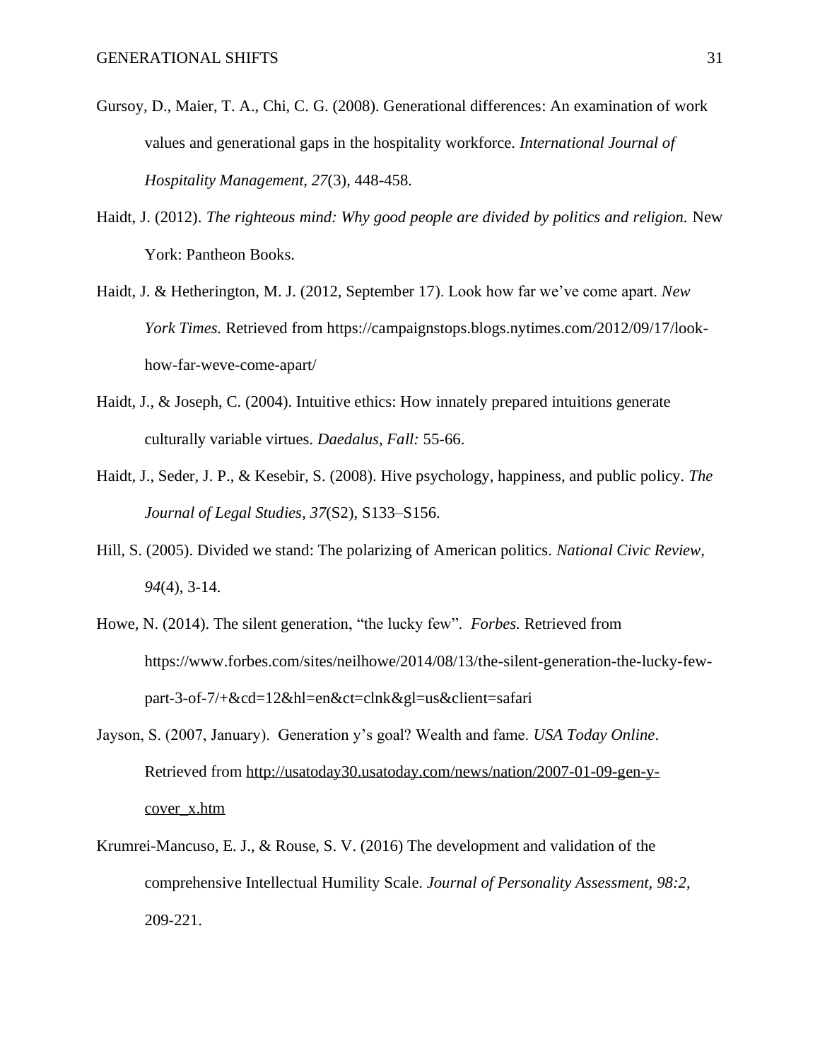Gursoy, D., Maier, T. A., Chi, C. G. (2008). Generational differences: An examination of work values and generational gaps in the hospitality workforce. *International Journal of Hospitality Management, 27*(3), 448-458.

Haidt, J. (2012). *The righteous mind: Why good people are divided by politics and religion.* New York: Pantheon Books.

Haidt, J. & Hetherington, M. J. (2012, September 17). Look how far we've come apart. *New York Times.* Retrieved from https://campaignstops.blogs.nytimes.com/2012/09/17/look-how-far-weve-come-apart/

Haidt, J., & Joseph, C. (2004). Intuitive ethics: How innately prepared intuitions generate culturally variable virtues. *Daedalus, Fall:* 55-66.

Haidt, J., Seder, J. P., & Kesebir, S. (2008). Hive psychology, happiness, and public policy. *The Journal of Legal Studies*, *37*(S2), S133–S156.

Hill, S. (2005). Divided we stand: The polarizing of American politics. *National Civic Review*, *94*(4), 3-14.

Howe, N. (2014). The silent generation, "the lucky few". *Forbes.* Retrieved from https://www.forbes.com/sites/neilhowe/2014/08/13/the-silent-generation-the-lucky-few-part-3-of-7/+&cd=12&hl=en&ct=clnk&gl=us&client=safari

Jayson, S. (2007, January). Generation y's goal? Wealth and fame. *USA Today Online*. Retrieved from http://usatoday30.usatoday.com/news/nation/2007-01-09-gen-y-cover_x.htm

Krumrei-Mancuso, E. J., & Rouse, S. V. (2016) The development and validation of the comprehensive Intellectual Humility Scale. *Journal of Personality Assessment, 98:2*, 209-221.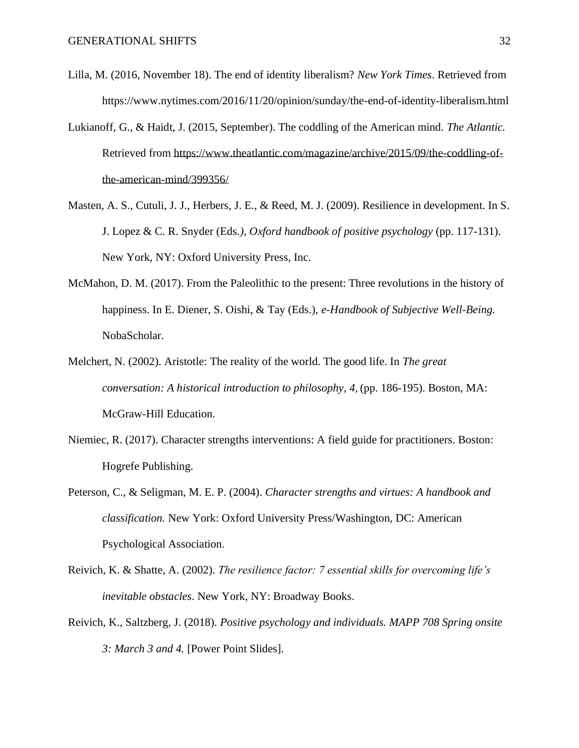Lilla, M. (2016, November 18). The end of identity liberalism? *New York Times*. Retrieved from https://www.nytimes.com/2016/11/20/opinion/sunday/the-end-of-identity-liberalism.html

Lukianoff, G., & Haidt, J. (2015, September). The coddling of the American mind. *The Atlantic.* Retrieved from https://www.theatlantic.com/magazine/archive/2015/09/the-coddling-of-the-american-mind/399356/

Masten, A. S., Cutuli, J. J., Herbers, J. E., & Reed, M. J. (2009). Resilience in development. In S. J. Lopez & C. R. Snyder (Eds.), *Oxford handbook of positive psychology* (pp. 117-131). New York, NY: Oxford University Press, Inc.

McMahon, D. M. (2017). From the Paleolithic to the present: Three revolutions in the history of happiness. In E. Diener, S. Oishi, & Tay (Eds.), *e-Handbook of Subjective Well-Being.* NobaScholar.

Melchert, N. (2002). Aristotle: The reality of the world. The good life. In *The great conversation: A historical introduction to philosophy, 4,* (pp. 186-195). Boston, MA: McGraw-Hill Education.

Niemiec, R. (2017). Character strengths interventions: A field guide for practitioners. Boston: Hogrefe Publishing.

Peterson, C., & Seligman, M. E. P. (2004). *Character strengths and virtues: A handbook and classification.* New York: Oxford University Press/Washington, DC: American Psychological Association.

Reivich, K. & Shatte, A. (2002). *The resilience factor: 7 essential skills for overcoming life's inevitable obstacles*. New York, NY: Broadway Books.

Reivich, K., Saltzberg, J. (2018). *Positive psychology and individuals. MAPP 708 Spring onsite 3: March 3 and 4.* [Power Point Slides].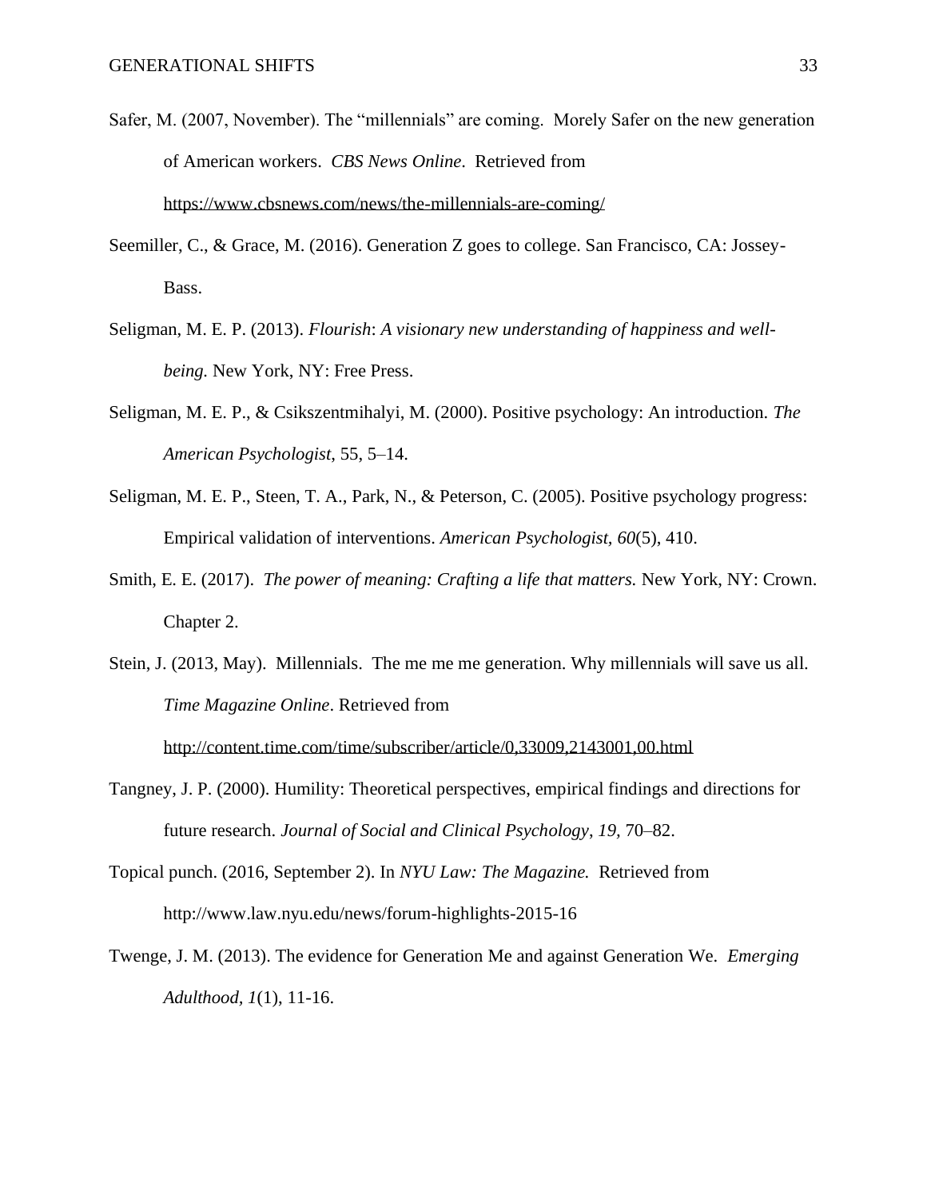Safer, M. (2007, November). The "millennials" are coming. Morely Safer on the new generation of American workers. *CBS News Online*. Retrieved from https://www.cbsnews.com/news/the-millennials-are-coming/

Seemiller, C., & Grace, M. (2016). Generation Z goes to college. San Francisco, CA: Jossey-Bass.

Seligman, M. E. P. (2013). *Flourish*: *A visionary new understanding of happiness and well-being.* New York, NY: Free Press.

Seligman, M. E. P., & Csikszentmihalyi, M. (2000). Positive psychology: An introduction. *The American Psychologist*, 55, 5–14.

Seligman, M. E. P., Steen, T. A., Park, N., & Peterson, C. (2005). Positive psychology progress: Empirical validation of interventions. *American Psychologist, 60*(5), 410.

Smith, E. E. (2017). *The power of meaning: Crafting a life that matters.* New York, NY: Crown. Chapter 2.

Stein, J. (2013, May). Millennials. The me me me generation. Why millennials will save us all. *Time Magazine Online*. Retrieved from http://content.time.com/time/subscriber/article/0,33009,2143001,00.html

Tangney, J. P. (2000). Humility: Theoretical perspectives, empirical findings and directions for future research. *Journal of Social and Clinical Psychology, 19,* 70–82.

Topical punch. (2016, September 2). In *NYU Law: The Magazine.* Retrieved from http://www.law.nyu.edu/news/forum-highlights-2015-16

Twenge, J. M. (2013). The evidence for Generation Me and against Generation We. *Emerging Adulthood, 1*(1), 11-16.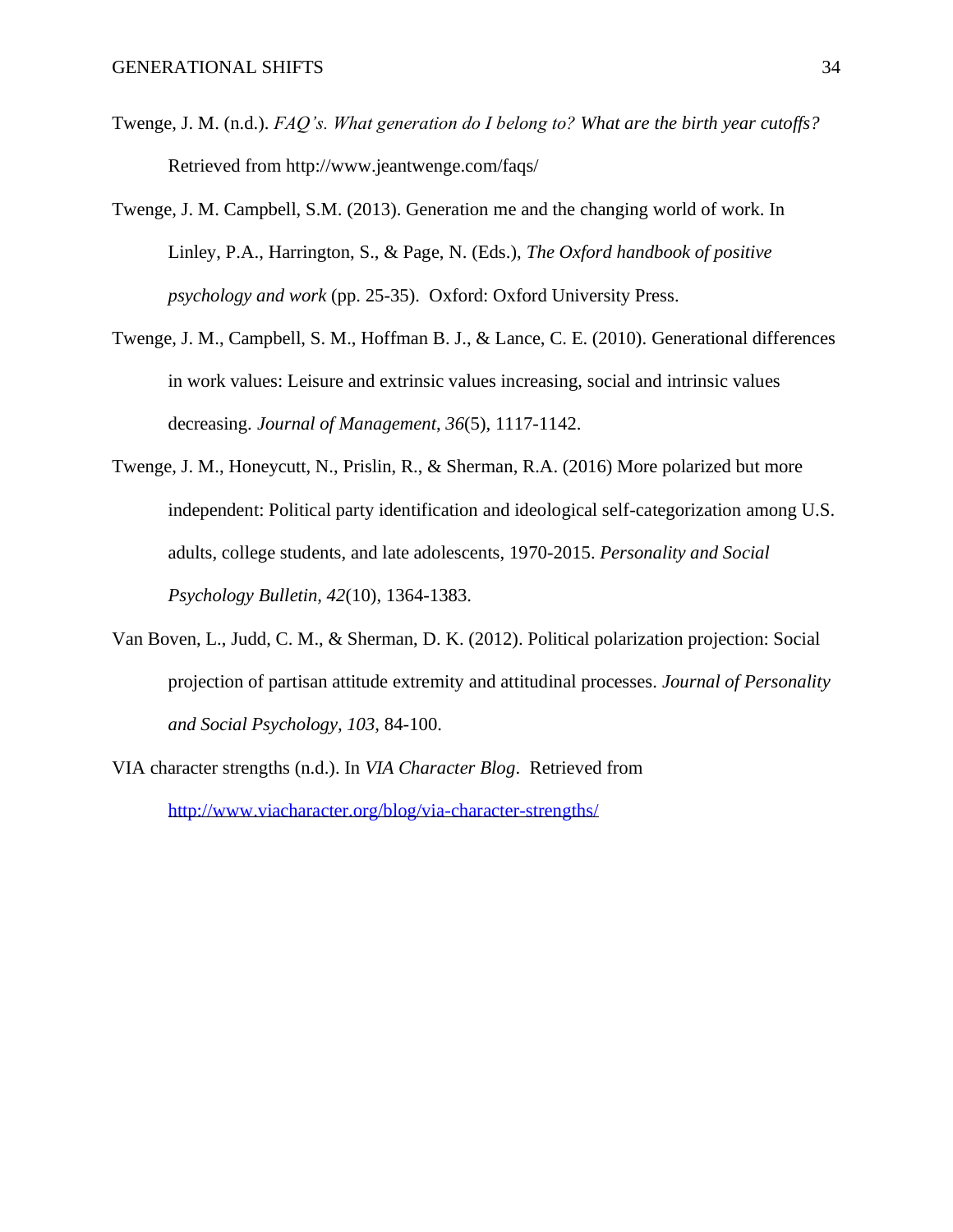Twenge, J. M. (n.d.). *FAQ's. What generation do I belong to? What are the birth year cutoffs?* Retrieved from http://www.jeantwenge.com/faqs/

Twenge, J. M. Campbell, S.M. (2013). Generation me and the changing world of work. In Linley, P.A., Harrington, S., & Page, N. (Eds.), *The Oxford handbook of positive psychology and work* (pp. 25-35). Oxford: Oxford University Press.

Twenge, J. M., Campbell, S. M., Hoffman B. J., & Lance, C. E. (2010). Generational differences in work values: Leisure and extrinsic values increasing, social and intrinsic values decreasing. *Journal of Management*, *36*(5), 1117-1142.

Twenge, J. M., Honeycutt, N., Prislin, R., & Sherman, R.A. (2016) More polarized but more independent: Political party identification and ideological self-categorization among U.S. adults, college students, and late adolescents, 1970-2015. *Personality and Social Psychology Bulletin*, *42*(10), 1364-1383.

Van Boven, L., Judd, C. M., & Sherman, D. K. (2012). Political polarization projection: Social projection of partisan attitude extremity and attitudinal processes. *Journal of Personality and Social Psychology*, *103*, 84-100.

VIA character strengths (n.d.). In *VIA Character Blog*. Retrieved from http://www.viacharacter.org/blog/via-character-strengths/